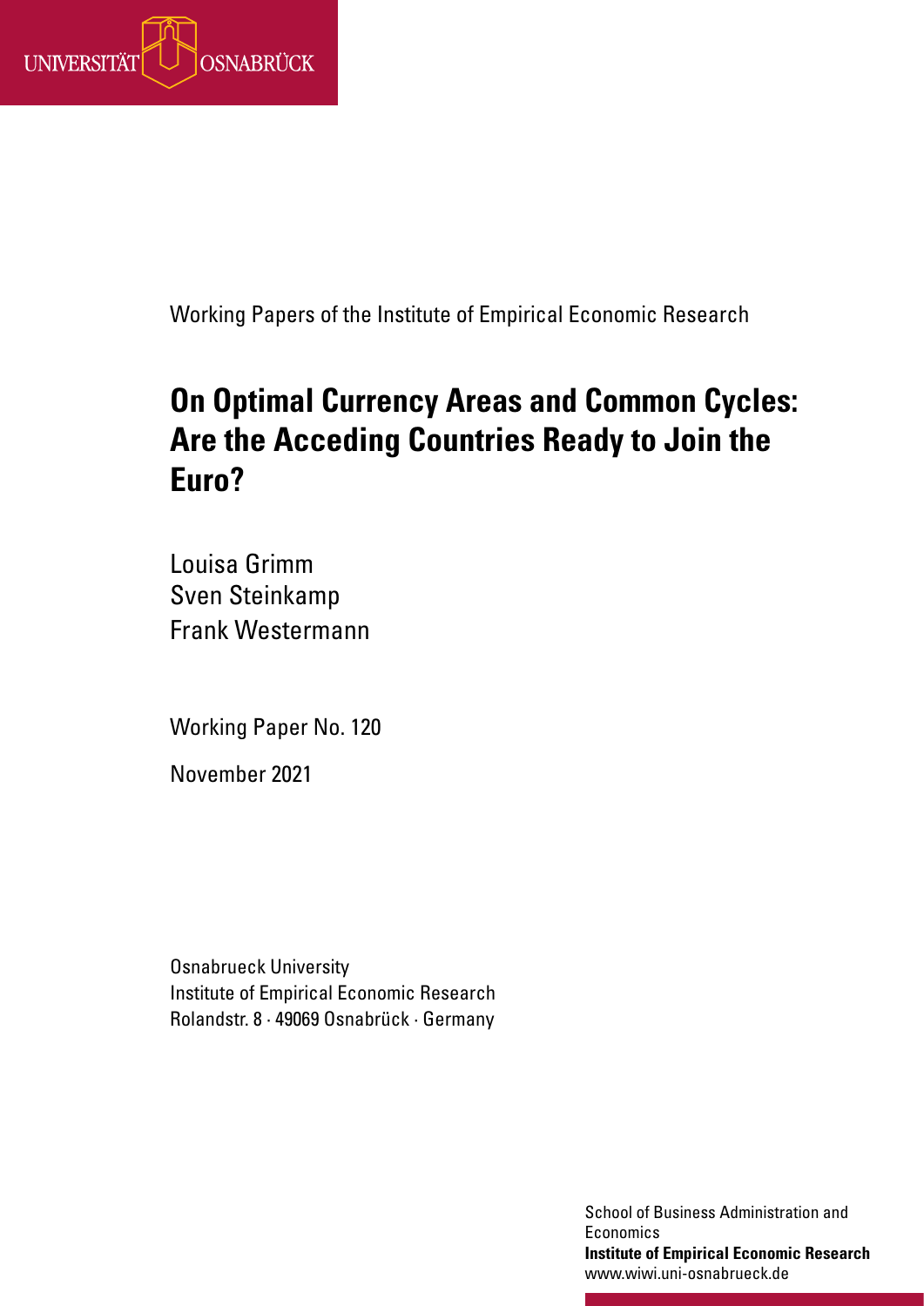UNIVERSITÄT OSNABRÜCK

Working Papers of the Institute of Empirical Economic Research

# On Optimal Currency Areas and Common Cycles: Are the Acceding Countries Ready to Join the Euro?

Louisa Grimm
Sven Steinkamp
Frank Westermann

Working Paper No. 120

November 2021

Osnabrueck University
Institute of Empirical Economic Research
Rolandstr. 8 · 49069 Osnabrück · Germany

School of Business Administration and Economics
**Institute of Empirical Economic Research**
www.wiwi.uni-osnabrueck.de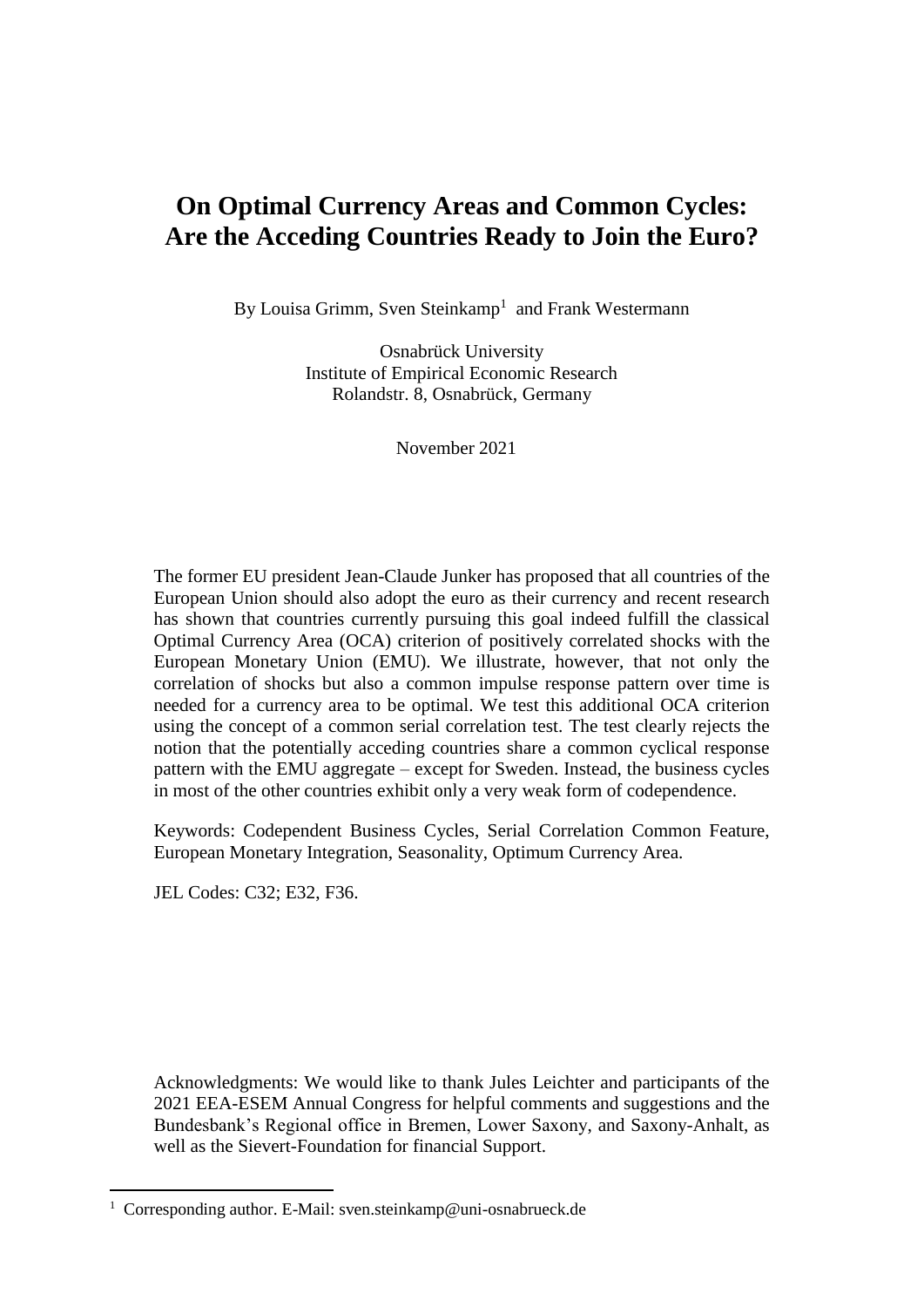# On Optimal Currency Areas and Common Cycles: Are the Acceding Countries Ready to Join the Euro?

By Louisa Grimm, Sven Steinkamp[1] and Frank Westermann

Osnabrück University
Institute of Empirical Economic Research
Rolandstr. 8, Osnabrück, Germany

November 2021

The former EU president Jean-Claude Junker has proposed that all countries of the European Union should also adopt the euro as their currency and recent research has shown that countries currently pursuing this goal indeed fulfill the classical Optimal Currency Area (OCA) criterion of positively correlated shocks with the European Monetary Union (EMU). We illustrate, however, that not only the correlation of shocks but also a common impulse response pattern over time is needed for a currency area to be optimal. We test this additional OCA criterion using the concept of a common serial correlation test. The test clearly rejects the notion that the potentially acceding countries share a common cyclical response pattern with the EMU aggregate – except for Sweden. Instead, the business cycles in most of the other countries exhibit only a very weak form of codependence.

Keywords: Codependent Business Cycles, Serial Correlation Common Feature, European Monetary Integration, Seasonality, Optimum Currency Area.

JEL Codes: C32; E32, F36.

Acknowledgments: We would like to thank Jules Leichter and participants of the 2021 EEA-ESEM Annual Congress for helpful comments and suggestions and the Bundesbank's Regional office in Bremen, Lower Saxony, and Saxony-Anhalt, as well as the Sievert-Foundation for financial Support.

[1] Corresponding author. E-Mail: sven.steinkamp@uni-osnabrueck.de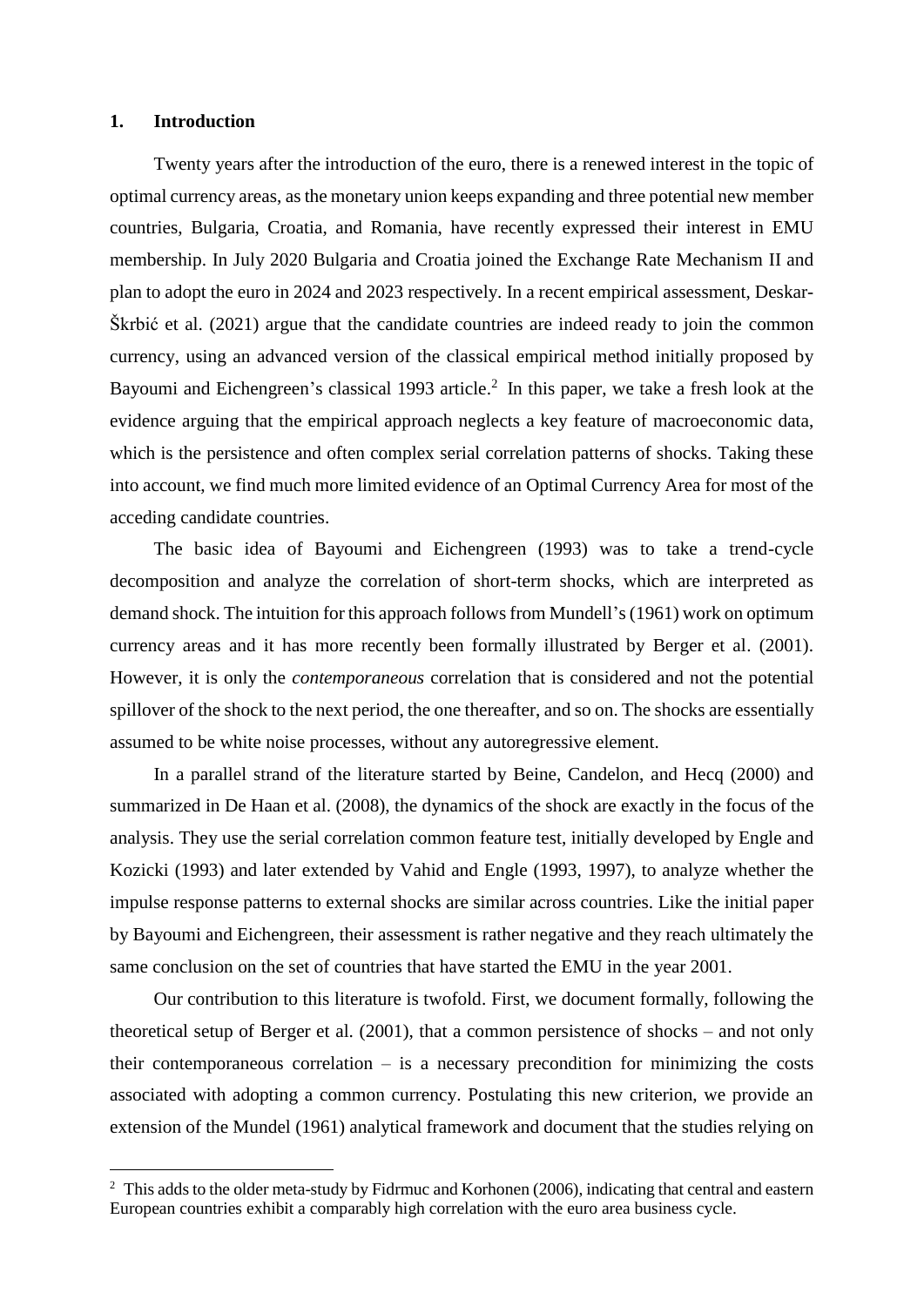## 1. Introduction

Twenty years after the introduction of the euro, there is a renewed interest in the topic of optimal currency areas, as the monetary union keeps expanding and three potential new member countries, Bulgaria, Croatia, and Romania, have recently expressed their interest in EMU membership. In July 2020 Bulgaria and Croatia joined the Exchange Rate Mechanism II and plan to adopt the euro in 2024 and 2023 respectively. In a recent empirical assessment, Deskar-Škrbić et al. (2021) argue that the candidate countries are indeed ready to join the common currency, using an advanced version of the classical empirical method initially proposed by Bayoumi and Eichengreen's classical 1993 article.[2] In this paper, we take a fresh look at the evidence arguing that the empirical approach neglects a key feature of macroeconomic data, which is the persistence and often complex serial correlation patterns of shocks. Taking these into account, we find much more limited evidence of an Optimal Currency Area for most of the acceding candidate countries.

The basic idea of Bayoumi and Eichengreen (1993) was to take a trend-cycle decomposition and analyze the correlation of short-term shocks, which are interpreted as demand shock. The intuition for this approach follows from Mundell's (1961) work on optimum currency areas and it has more recently been formally illustrated by Berger et al. (2001). However, it is only the *contemporaneous* correlation that is considered and not the potential spillover of the shock to the next period, the one thereafter, and so on. The shocks are essentially assumed to be white noise processes, without any autoregressive element.

In a parallel strand of the literature started by Beine, Candelon, and Hecq (2000) and summarized in De Haan et al. (2008), the dynamics of the shock are exactly in the focus of the analysis. They use the serial correlation common feature test, initially developed by Engle and Kozicki (1993) and later extended by Vahid and Engle (1993, 1997), to analyze whether the impulse response patterns to external shocks are similar across countries. Like the initial paper by Bayoumi and Eichengreen, their assessment is rather negative and they reach ultimately the same conclusion on the set of countries that have started the EMU in the year 2001.

Our contribution to this literature is twofold. First, we document formally, following the theoretical setup of Berger et al. (2001), that a common persistence of shocks – and not only their contemporaneous correlation – is a necessary precondition for minimizing the costs associated with adopting a common currency. Postulating this new criterion, we provide an extension of the Mundel (1961) analytical framework and document that the studies relying on

[2] This adds to the older meta-study by Fidrmuc and Korhonen (2006), indicating that central and eastern European countries exhibit a comparably high correlation with the euro area business cycle.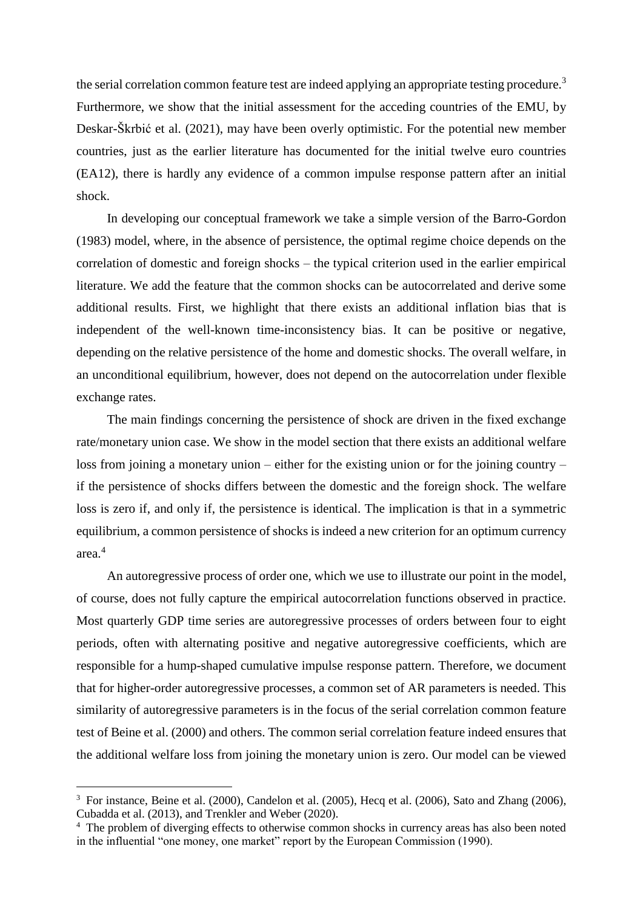the serial correlation common feature test are indeed applying an appropriate testing procedure.[3] Furthermore, we show that the initial assessment for the acceding countries of the EMU, by Deskar-Škrbić et al. (2021), may have been overly optimistic. For the potential new member countries, just as the earlier literature has documented for the initial twelve euro countries (EA12), there is hardly any evidence of a common impulse response pattern after an initial shock.

In developing our conceptual framework we take a simple version of the Barro-Gordon (1983) model, where, in the absence of persistence, the optimal regime choice depends on the correlation of domestic and foreign shocks – the typical criterion used in the earlier empirical literature. We add the feature that the common shocks can be autocorrelated and derive some additional results. First, we highlight that there exists an additional inflation bias that is independent of the well-known time-inconsistency bias. It can be positive or negative, depending on the relative persistence of the home and domestic shocks. The overall welfare, in an unconditional equilibrium, however, does not depend on the autocorrelation under flexible exchange rates.

The main findings concerning the persistence of shock are driven in the fixed exchange rate/monetary union case. We show in the model section that there exists an additional welfare loss from joining a monetary union – either for the existing union or for the joining country – if the persistence of shocks differs between the domestic and the foreign shock. The welfare loss is zero if, and only if, the persistence is identical. The implication is that in a symmetric equilibrium, a common persistence of shocks is indeed a new criterion for an optimum currency area.[4]

An autoregressive process of order one, which we use to illustrate our point in the model, of course, does not fully capture the empirical autocorrelation functions observed in practice. Most quarterly GDP time series are autoregressive processes of orders between four to eight periods, often with alternating positive and negative autoregressive coefficients, which are responsible for a hump-shaped cumulative impulse response pattern. Therefore, we document that for higher-order autoregressive processes, a common set of AR parameters is needed. This similarity of autoregressive parameters is in the focus of the serial correlation common feature test of Beine et al. (2000) and others. The common serial correlation feature indeed ensures that the additional welfare loss from joining the monetary union is zero. Our model can be viewed

---

[3] For instance, Beine et al. (2000), Candelon et al. (2005), Hecq et al. (2006), Sato and Zhang (2006), Cubadda et al. (2013), and Trenkler and Weber (2020).

[4] The problem of diverging effects to otherwise common shocks in currency areas has also been noted in the influential "one money, one market" report by the European Commission (1990).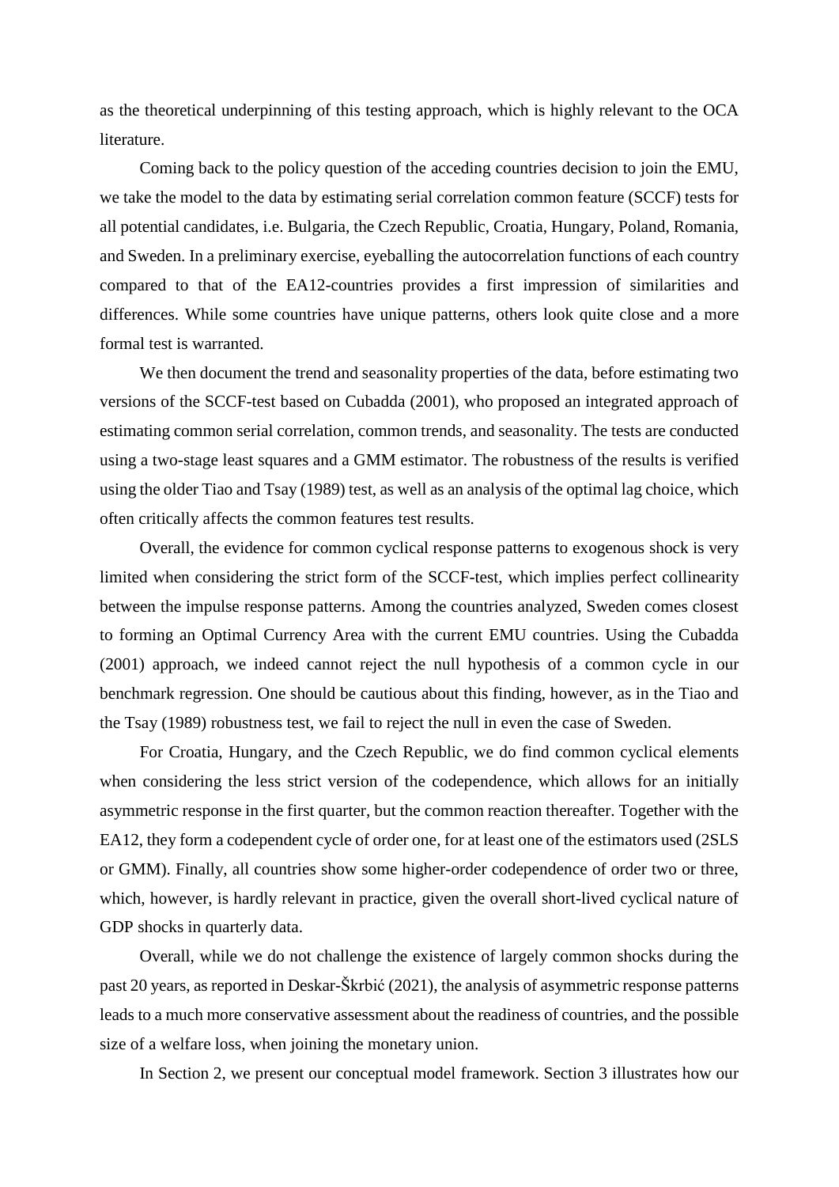as the theoretical underpinning of this testing approach, which is highly relevant to the OCA literature.

Coming back to the policy question of the acceding countries decision to join the EMU, we take the model to the data by estimating serial correlation common feature (SCCF) tests for all potential candidates, i.e. Bulgaria, the Czech Republic, Croatia, Hungary, Poland, Romania, and Sweden. In a preliminary exercise, eyeballing the autocorrelation functions of each country compared to that of the EA12-countries provides a first impression of similarities and differences. While some countries have unique patterns, others look quite close and a more formal test is warranted.

We then document the trend and seasonality properties of the data, before estimating two versions of the SCCF-test based on Cubadda (2001), who proposed an integrated approach of estimating common serial correlation, common trends, and seasonality. The tests are conducted using a two-stage least squares and a GMM estimator. The robustness of the results is verified using the older Tiao and Tsay (1989) test, as well as an analysis of the optimal lag choice, which often critically affects the common features test results.

Overall, the evidence for common cyclical response patterns to exogenous shock is very limited when considering the strict form of the SCCF-test, which implies perfect collinearity between the impulse response patterns. Among the countries analyzed, Sweden comes closest to forming an Optimal Currency Area with the current EMU countries. Using the Cubadda (2001) approach, we indeed cannot reject the null hypothesis of a common cycle in our benchmark regression. One should be cautious about this finding, however, as in the Tiao and the Tsay (1989) robustness test, we fail to reject the null in even the case of Sweden.

For Croatia, Hungary, and the Czech Republic, we do find common cyclical elements when considering the less strict version of the codependence, which allows for an initially asymmetric response in the first quarter, but the common reaction thereafter. Together with the EA12, they form a codependent cycle of order one, for at least one of the estimators used (2SLS or GMM). Finally, all countries show some higher-order codependence of order two or three, which, however, is hardly relevant in practice, given the overall short-lived cyclical nature of GDP shocks in quarterly data.

Overall, while we do not challenge the existence of largely common shocks during the past 20 years, as reported in Deskar-Škrbić (2021), the analysis of asymmetric response patterns leads to a much more conservative assessment about the readiness of countries, and the possible size of a welfare loss, when joining the monetary union.

In Section 2, we present our conceptual model framework. Section 3 illustrates how our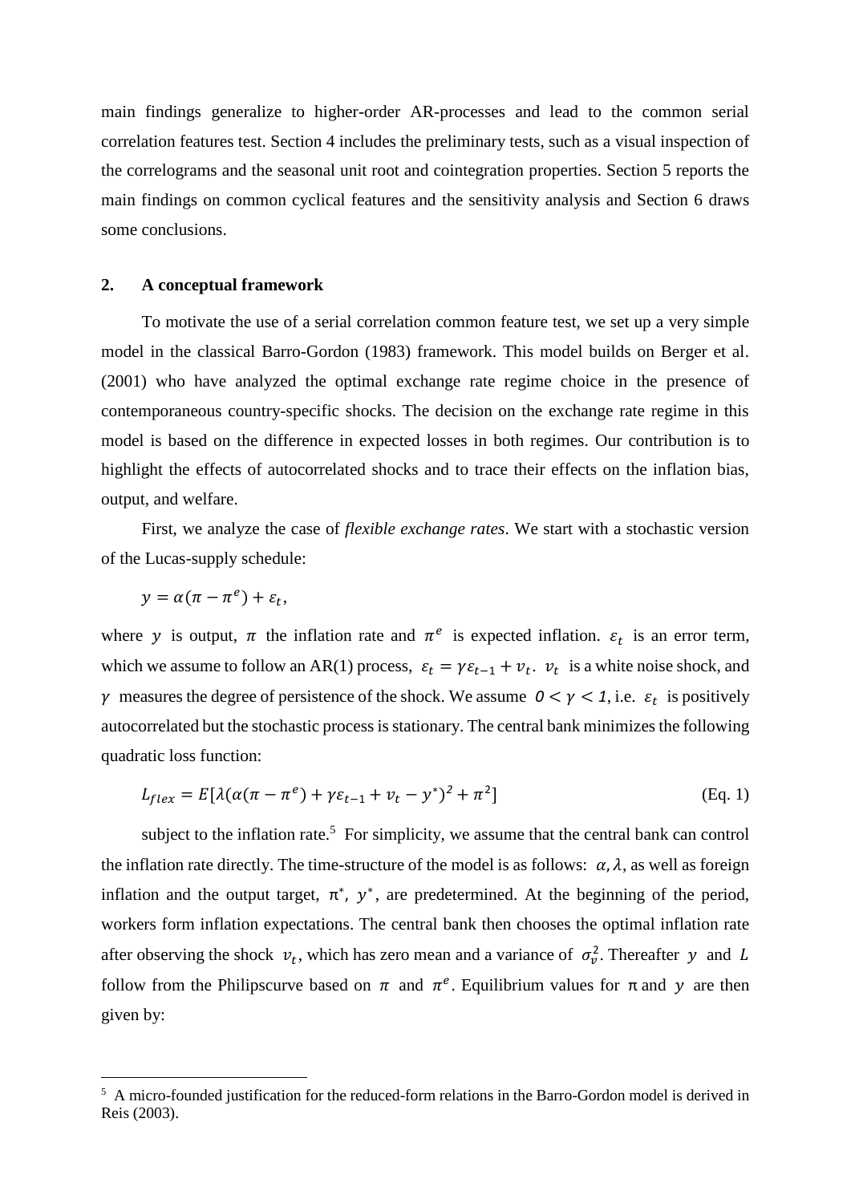main findings generalize to higher-order AR-processes and lead to the common serial correlation features test. Section 4 includes the preliminary tests, such as a visual inspection of the correlograms and the seasonal unit root and cointegration properties. Section 5 reports the main findings on common cyclical features and the sensitivity analysis and Section 6 draws some conclusions.

## 2. A conceptual framework

To motivate the use of a serial correlation common feature test, we set up a very simple model in the classical Barro-Gordon (1983) framework. This model builds on Berger et al. (2001) who have analyzed the optimal exchange rate regime choice in the presence of contemporaneous country-specific shocks. The decision on the exchange rate regime in this model is based on the difference in expected losses in both regimes. Our contribution is to highlight the effects of autocorrelated shocks and to trace their effects on the inflation bias, output, and welfare.

First, we analyze the case of *flexible exchange rates*. We start with a stochastic version of the Lucas-supply schedule:

$$y = \alpha(\pi - \pi^e) + \varepsilon_t,$$

where $y$ is output, $\pi$ the inflation rate and $\pi^e$ is expected inflation. $\varepsilon_t$ is an error term, which we assume to follow an AR(1) process, $\varepsilon_t = \gamma\varepsilon_{t-1} + v_t$. $v_t$ is a white noise shock, and $\gamma$ measures the degree of persistence of the shock. We assume $0 < \gamma < 1$, i.e. $\varepsilon_t$ is positively autocorrelated but the stochastic process is stationary. The central bank minimizes the following quadratic loss function:

$$L_{flex} = E[\lambda(\alpha(\pi - \pi^e) + \gamma\varepsilon_{t-1} + v_t - y^*)^2 + \pi^2] \qquad \text{(Eq. 1)}$$

subject to the inflation rate.[5] For simplicity, we assume that the central bank can control the inflation rate directly. The time-structure of the model is as follows: $\alpha, \lambda$, as well as foreign inflation and the output target, $\pi^*$, $y^*$, are predetermined. At the beginning of the period, workers form inflation expectations. The central bank then chooses the optimal inflation rate after observing the shock $v_t$, which has zero mean and a variance of $\sigma_v^2$. Thereafter $y$ and $L$ follow from the Philipscurve based on $\pi$ and $\pi^e$. Equilibrium values for $\pi$ and $y$ are then given by:

[5] A micro-founded justification for the reduced-form relations in the Barro-Gordon model is derived in Reis (2003).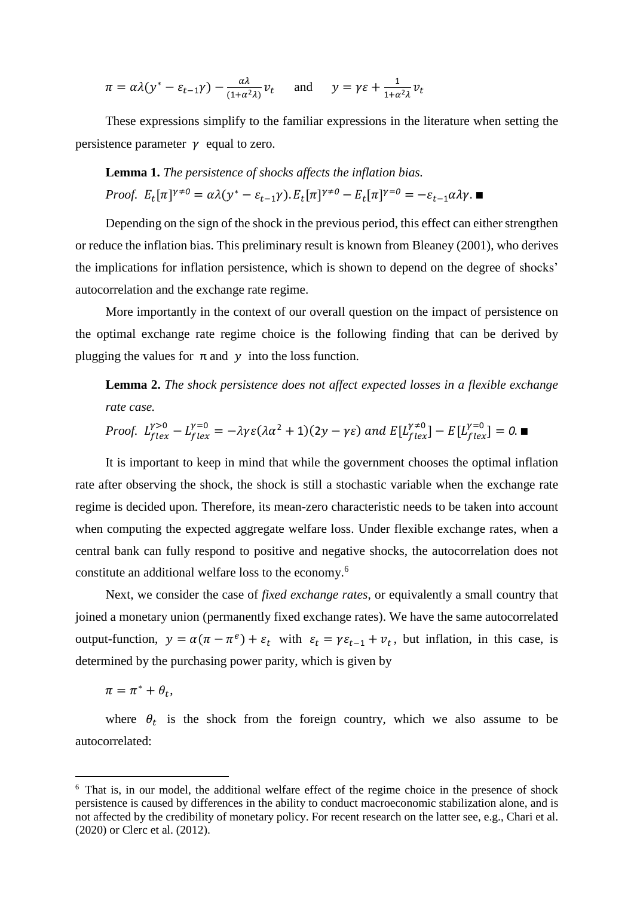$$\pi = \alpha\lambda(y^* - \varepsilon_{t-1}\gamma) - \frac{\alpha\lambda}{(1+\alpha^2\lambda)}v_t \quad \text{and} \quad y = \gamma\varepsilon + \frac{1}{1+\alpha^2\lambda}v_t$$

These expressions simplify to the familiar expressions in the literature when setting the persistence parameter $\gamma$ equal to zero.

**Lemma 1.** *The persistence of shocks affects the inflation bias.*

*Proof.* $E_t[\pi]^{\gamma\neq 0} = \alpha\lambda(y^* - \varepsilon_{t-1}\gamma). E_t[\pi]^{\gamma\neq 0} - E_t[\pi]^{\gamma=0} = -\varepsilon_{t-1}\alpha\lambda\gamma.$ ■

Depending on the sign of the shock in the previous period, this effect can either strengthen or reduce the inflation bias. This preliminary result is known from Bleaney (2001), who derives the implications for inflation persistence, which is shown to depend on the degree of shocks' autocorrelation and the exchange rate regime.

More importantly in the context of our overall question on the impact of persistence on the optimal exchange rate regime choice is the following finding that can be derived by plugging the values for $\pi$ and $y$ into the loss function.

**Lemma 2.** *The shock persistence does not affect expected losses in a flexible exchange rate case.*

*Proof.* $L_{flex}^{\gamma>0} - L_{flex}^{\gamma=0} = -\lambda\gamma\varepsilon(\lambda\alpha^2 + 1)(2y - \gamma\varepsilon)$ *and* $E[L_{flex}^{\gamma\neq 0}] - E[L_{flex}^{\gamma=0}] = 0.$ ■

It is important to keep in mind that while the government chooses the optimal inflation rate after observing the shock, the shock is still a stochastic variable when the exchange rate regime is decided upon. Therefore, its mean-zero characteristic needs to be taken into account when computing the expected aggregate welfare loss. Under flexible exchange rates, when a central bank can fully respond to positive and negative shocks, the autocorrelation does not constitute an additional welfare loss to the economy.[6]

Next, we consider the case of *fixed exchange rates*, or equivalently a small country that joined a monetary union (permanently fixed exchange rates). We have the same autocorrelated output-function, $y = \alpha(\pi - \pi^e) + \varepsilon_t$ with $\varepsilon_t = \gamma\varepsilon_{t-1} + v_t$, but inflation, in this case, is determined by the purchasing power parity, which is given by

$$\pi = \pi^* + \theta_t,$$

where $\theta_t$ is the shock from the foreign country, which we also assume to be autocorrelated:

[6] That is, in our model, the additional welfare effect of the regime choice in the presence of shock persistence is caused by differences in the ability to conduct macroeconomic stabilization alone, and is not affected by the credibility of monetary policy. For recent research on the latter see, e.g., Chari et al. (2020) or Clerc et al. (2012).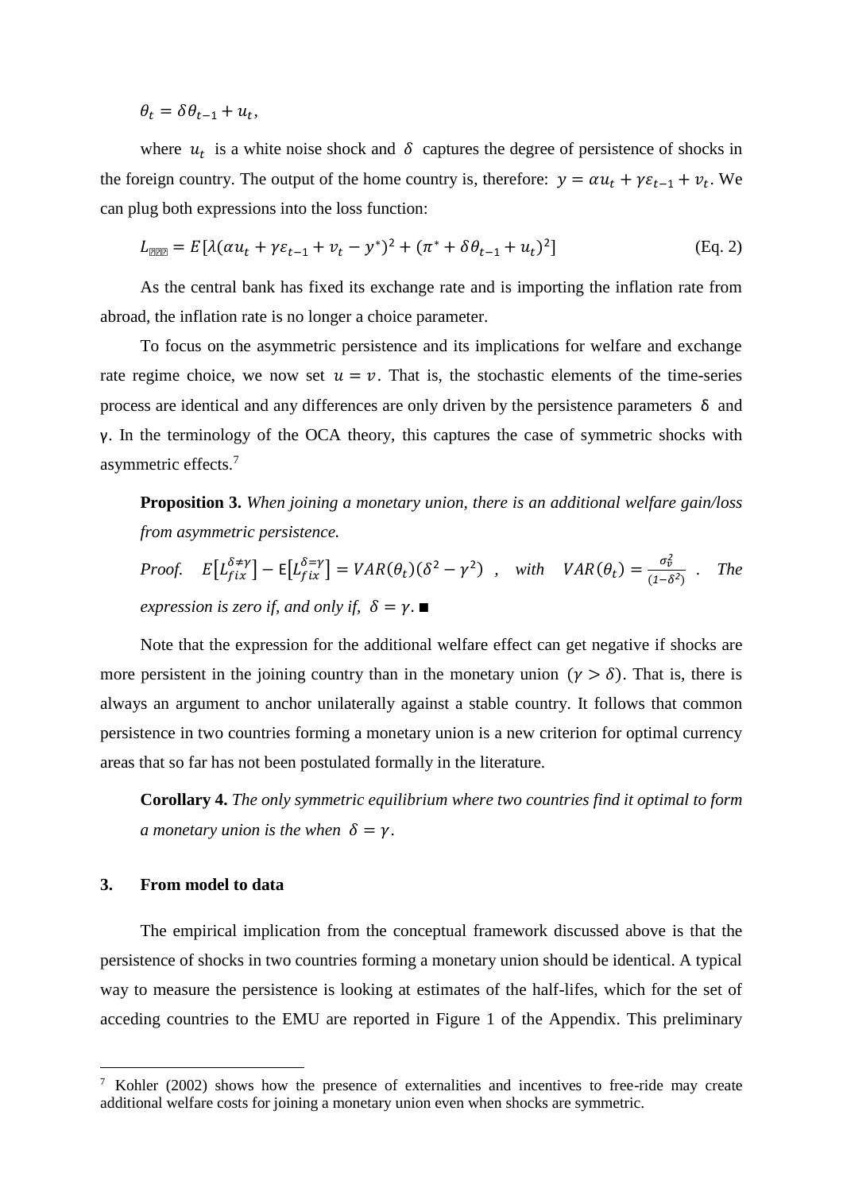$$\theta_t = \delta\theta_{t-1} + u_t,$$

where $u_t$ is a white noise shock and $\delta$ captures the degree of persistence of shocks in the foreign country. The output of the home country is, therefore: $y = \alpha u_t + \gamma\varepsilon_{t-1} + v_t$. We can plug both expressions into the loss function:

$$L_{fix} = E[\lambda(\alpha u_t + \gamma\varepsilon_{t-1} + v_t - y^*)^2 + (\pi^* + \delta\theta_{t-1} + u_t)^2] \quad \text{(Eq. 2)}$$

As the central bank has fixed its exchange rate and is importing the inflation rate from abroad, the inflation rate is no longer a choice parameter.

To focus on the asymmetric persistence and its implications for welfare and exchange rate regime choice, we now set $u = v$. That is, the stochastic elements of the time-series process are identical and any differences are only driven by the persistence parameters $\delta$ and $\gamma$. In the terminology of the OCA theory, this captures the case of symmetric shocks with asymmetric effects.[7]

> **Proposition 3.** *When joining a monetary union, there is an additional welfare gain/loss from asymmetric persistence.*
>
> *Proof.* $E[L_{fix}^{\delta\neq\gamma}] - E[L_{fix}^{\delta=\gamma}] = VAR(\theta_t)(\delta^2 - \gamma^2)$ , *with* $VAR(\theta_t) = \frac{\sigma_v^2}{(1-\delta^2)}$ . *The expression is zero if, and only if,* $\delta = \gamma$. ■

Note that the expression for the additional welfare effect can get negative if shocks are more persistent in the joining country than in the monetary union $(\gamma > \delta)$. That is, there is always an argument to anchor unilaterally against a stable country. It follows that common persistence in two countries forming a monetary union is a new criterion for optimal currency areas that so far has not been postulated formally in the literature.

> **Corollary 4.** *The only symmetric equilibrium where two countries find it optimal to form a monetary union is the when* $\delta = \gamma$.

## 3. From model to data

The empirical implication from the conceptual framework discussed above is that the persistence of shocks in two countries forming a monetary union should be identical. A typical way to measure the persistence is looking at estimates of the half-lifes, which for the set of acceding countries to the EMU are reported in Figure 1 of the Appendix. This preliminary

[7] Kohler (2002) shows how the presence of externalities and incentives to free-ride may create additional welfare costs for joining a monetary union even when shocks are symmetric.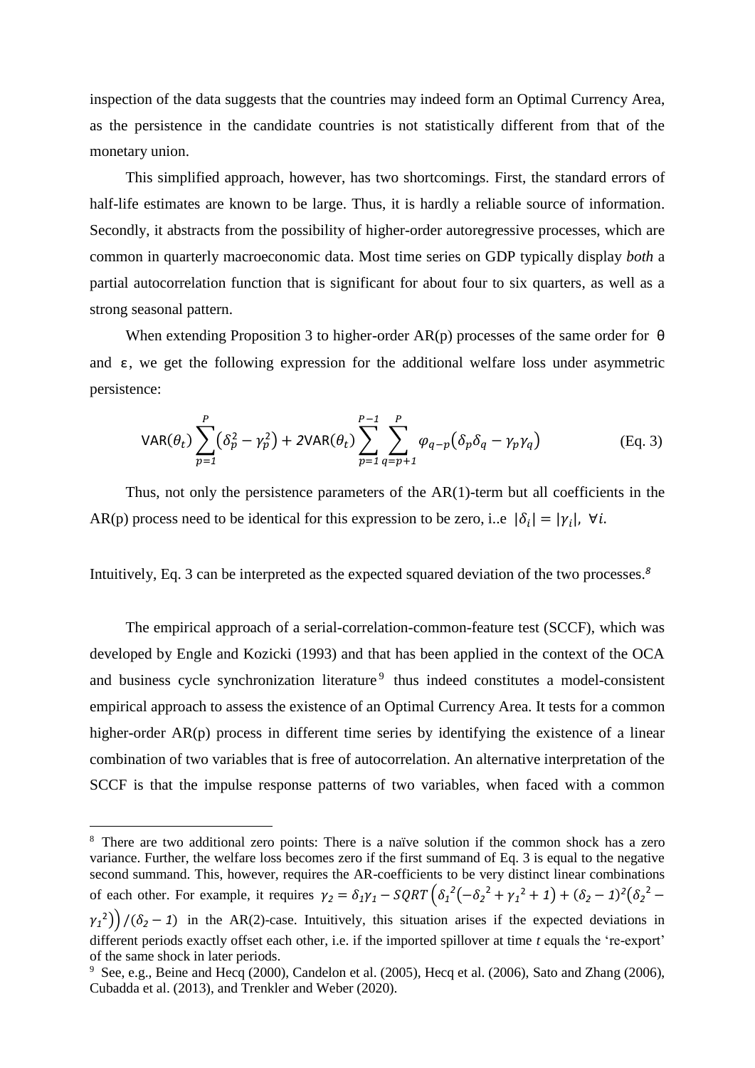inspection of the data suggests that the countries may indeed form an Optimal Currency Area, as the persistence in the candidate countries is not statistically different from that of the monetary union.

This simplified approach, however, has two shortcomings. First, the standard errors of half-life estimates are known to be large. Thus, it is hardly a reliable source of information. Secondly, it abstracts from the possibility of higher-order autoregressive processes, which are common in quarterly macroeconomic data. Most time series on GDP typically display *both* a partial autocorrelation function that is significant for about four to six quarters, as well as a strong seasonal pattern.

When extending Proposition 3 to higher-order AR(p) processes of the same order for $\theta$ and $\varepsilon$, we get the following expression for the additional welfare loss under asymmetric persistence:

$$\mathrm{VAR}(\theta_t)\sum_{p=1}^{P}\left(\delta_p^2-\gamma_p^2\right)+2\mathrm{VAR}(\theta_t)\sum_{p=1}^{P-1}\sum_{q=p+1}^{P}\varphi_{q-p}\left(\delta_p\delta_q-\gamma_p\gamma_q\right) \qquad \text{(Eq. 3)}$$

Thus, not only the persistence parameters of the AR(1)-term but all coefficients in the AR(p) process need to be identical for this expression to be zero, i..e $|\delta_i| = |\gamma_i|,\ \forall i.$

Intuitively, Eq. 3 can be interpreted as the expected squared deviation of the two processes.[8]

The empirical approach of a serial-correlation-common-feature test (SCCF), which was developed by Engle and Kozicki (1993) and that has been applied in the context of the OCA and business cycle synchronization literature[9] thus indeed constitutes a model-consistent empirical approach to assess the existence of an Optimal Currency Area. It tests for a common higher-order AR(p) process in different time series by identifying the existence of a linear combination of two variables that is free of autocorrelation. An alternative interpretation of the SCCF is that the impulse response patterns of two variables, when faced with a common

[8] There are two additional zero points: There is a naïve solution if the common shock has a zero variance. Further, the welfare loss becomes zero if the first summand of Eq. 3 is equal to the negative second summand. This, however, requires the AR-coefficients to be very distinct linear combinations of each other. For example, it requires $\gamma_2 = \delta_1\gamma_1 - SQRT\left(\delta_1^{\,2}\left(-\delta_2^{\,2}+\gamma_1^{\,2}+1\right)+(\delta_2-1)^2\left(\delta_2^{\,2}-\gamma_1^{\,2}\right)\right)/(\delta_2-1)$ in the AR(2)-case. Intuitively, this situation arises if the expected deviations in different periods exactly offset each other, i.e. if the imported spillover at time *t* equals the 're-export' of the same shock in later periods.

[9] See, e.g., Beine and Hecq (2000), Candelon et al. (2005), Hecq et al. (2006), Sato and Zhang (2006), Cubadda et al. (2013), and Trenkler and Weber (2020).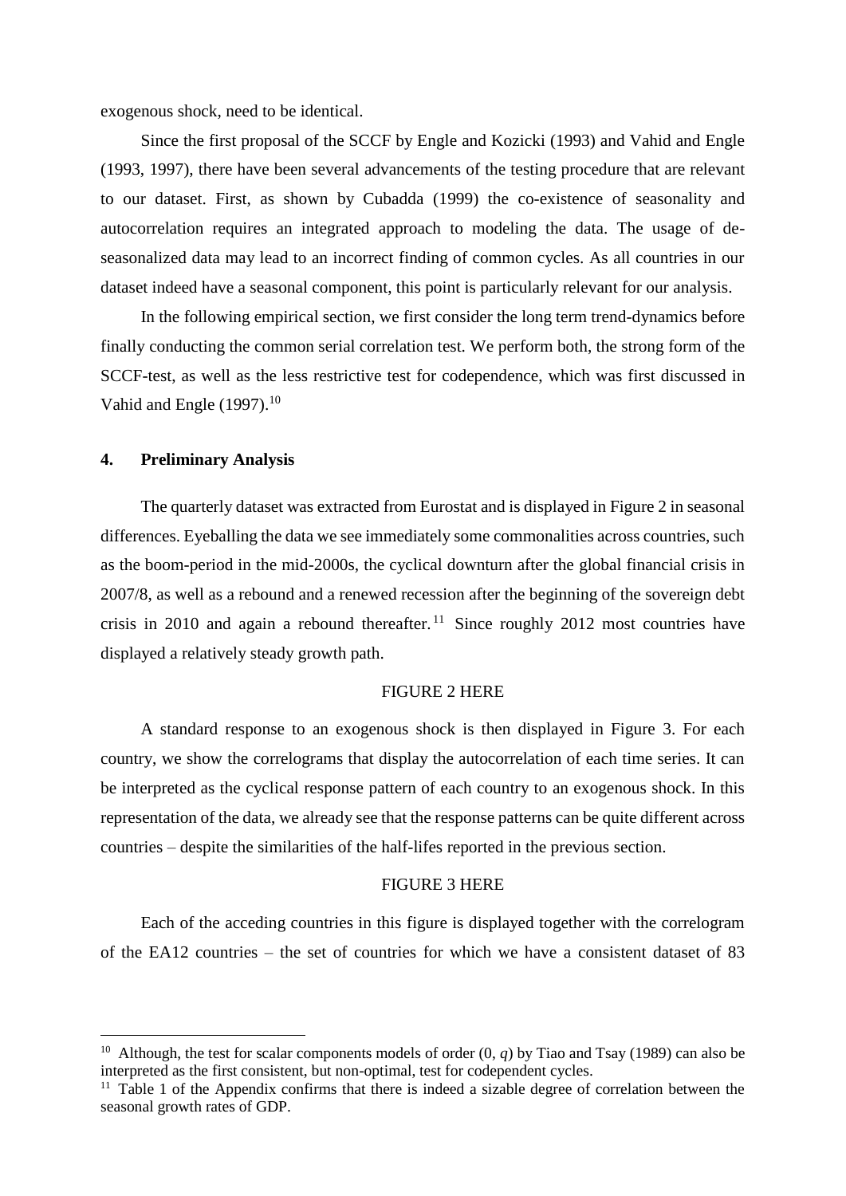exogenous shock, need to be identical.

Since the first proposal of the SCCF by Engle and Kozicki (1993) and Vahid and Engle (1993, 1997), there have been several advancements of the testing procedure that are relevant to our dataset. First, as shown by Cubadda (1999) the co-existence of seasonality and autocorrelation requires an integrated approach to modeling the data. The usage of de-seasonalized data may lead to an incorrect finding of common cycles. As all countries in our dataset indeed have a seasonal component, this point is particularly relevant for our analysis.

In the following empirical section, we first consider the long term trend-dynamics before finally conducting the common serial correlation test. We perform both, the strong form of the SCCF-test, as well as the less restrictive test for codependence, which was first discussed in Vahid and Engle (1997).[10]

## 4. Preliminary Analysis

The quarterly dataset was extracted from Eurostat and is displayed in Figure 2 in seasonal differences. Eyeballing the data we see immediately some commonalities across countries, such as the boom-period in the mid-2000s, the cyclical downturn after the global financial crisis in 2007/8, as well as a rebound and a renewed recession after the beginning of the sovereign debt crisis in 2010 and again a rebound thereafter.[11] Since roughly 2012 most countries have displayed a relatively steady growth path.

FIGURE 2 HERE

A standard response to an exogenous shock is then displayed in Figure 3. For each country, we show the correlograms that display the autocorrelation of each time series. It can be interpreted as the cyclical response pattern of each country to an exogenous shock. In this representation of the data, we already see that the response patterns can be quite different across countries – despite the similarities of the half-lifes reported in the previous section.

FIGURE 3 HERE

Each of the acceding countries in this figure is displayed together with the correlogram of the EA12 countries – the set of countries for which we have a consistent dataset of 83

---

[10] Although, the test for scalar components models of order (0, *q*) by Tiao and Tsay (1989) can also be interpreted as the first consistent, but non-optimal, test for codependent cycles.

[11] Table 1 of the Appendix confirms that there is indeed a sizable degree of correlation between the seasonal growth rates of GDP.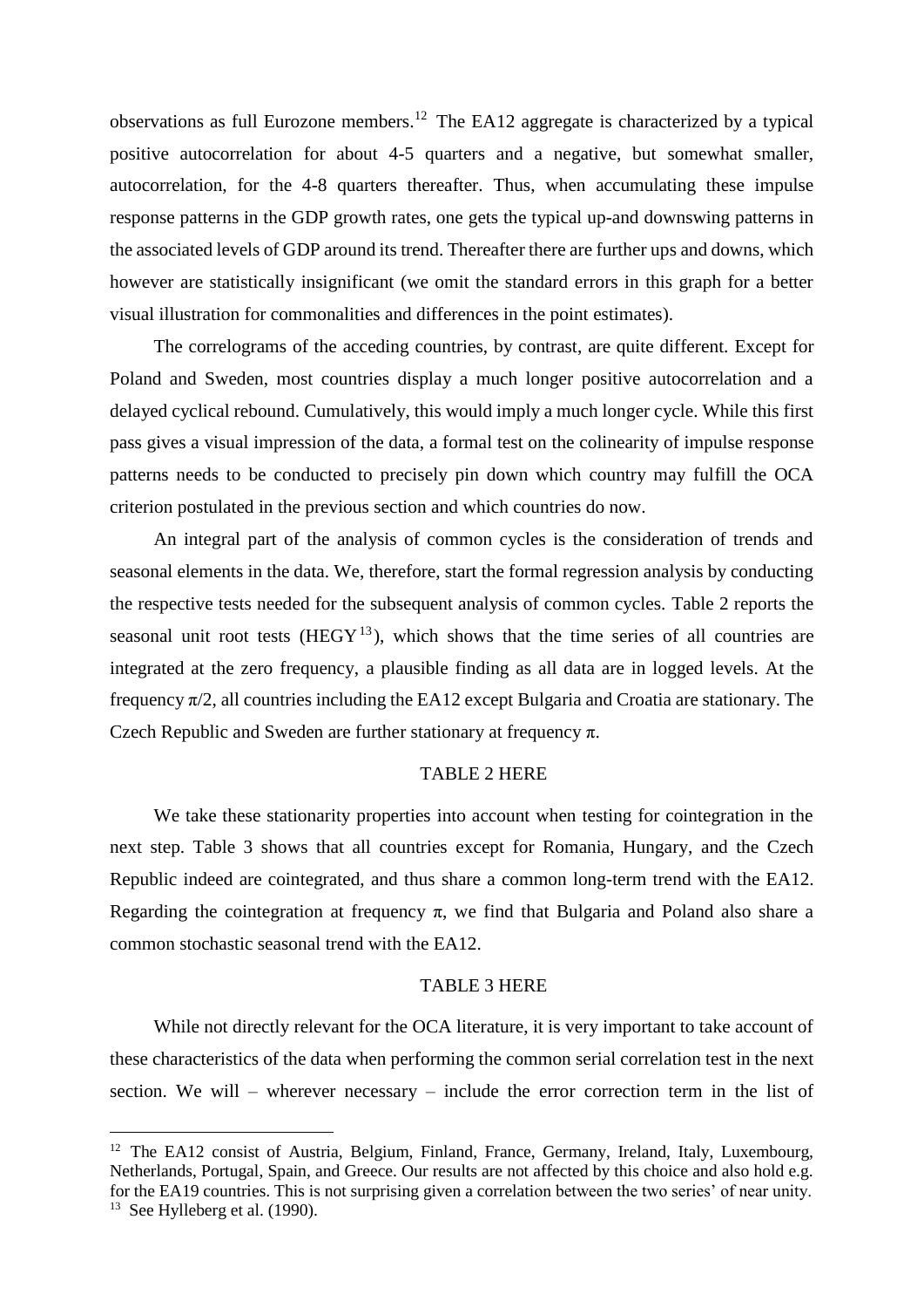observations as full Eurozone members.[12] The EA12 aggregate is characterized by a typical positive autocorrelation for about 4-5 quarters and a negative, but somewhat smaller, autocorrelation, for the 4-8 quarters thereafter. Thus, when accumulating these impulse response patterns in the GDP growth rates, one gets the typical up-and downswing patterns in the associated levels of GDP around its trend. Thereafter there are further ups and downs, which however are statistically insignificant (we omit the standard errors in this graph for a better visual illustration for commonalities and differences in the point estimates).

The correlograms of the acceding countries, by contrast, are quite different. Except for Poland and Sweden, most countries display a much longer positive autocorrelation and a delayed cyclical rebound. Cumulatively, this would imply a much longer cycle. While this first pass gives a visual impression of the data, a formal test on the colinearity of impulse response patterns needs to be conducted to precisely pin down which country may fulfill the OCA criterion postulated in the previous section and which countries do now.

An integral part of the analysis of common cycles is the consideration of trends and seasonal elements in the data. We, therefore, start the formal regression analysis by conducting the respective tests needed for the subsequent analysis of common cycles. Table 2 reports the seasonal unit root tests (HEGY[13]), which shows that the time series of all countries are integrated at the zero frequency, a plausible finding as all data are in logged levels. At the frequency $\pi/2$, all countries including the EA12 except Bulgaria and Croatia are stationary. The Czech Republic and Sweden are further stationary at frequency $\pi$.

TABLE 2 HERE

We take these stationarity properties into account when testing for cointegration in the next step. Table 3 shows that all countries except for Romania, Hungary, and the Czech Republic indeed are cointegrated, and thus share a common long-term trend with the EA12. Regarding the cointegration at frequency $\pi$, we find that Bulgaria and Poland also share a common stochastic seasonal trend with the EA12.

TABLE 3 HERE

While not directly relevant for the OCA literature, it is very important to take account of these characteristics of the data when performing the common serial correlation test in the next section. We will – wherever necessary – include the error correction term in the list of

---

[12] The EA12 consist of Austria, Belgium, Finland, France, Germany, Ireland, Italy, Luxembourg, Netherlands, Portugal, Spain, and Greece. Our results are not affected by this choice and also hold e.g. for the EA19 countries. This is not surprising given a correlation between the two series' of near unity.

[13] See Hylleberg et al. (1990).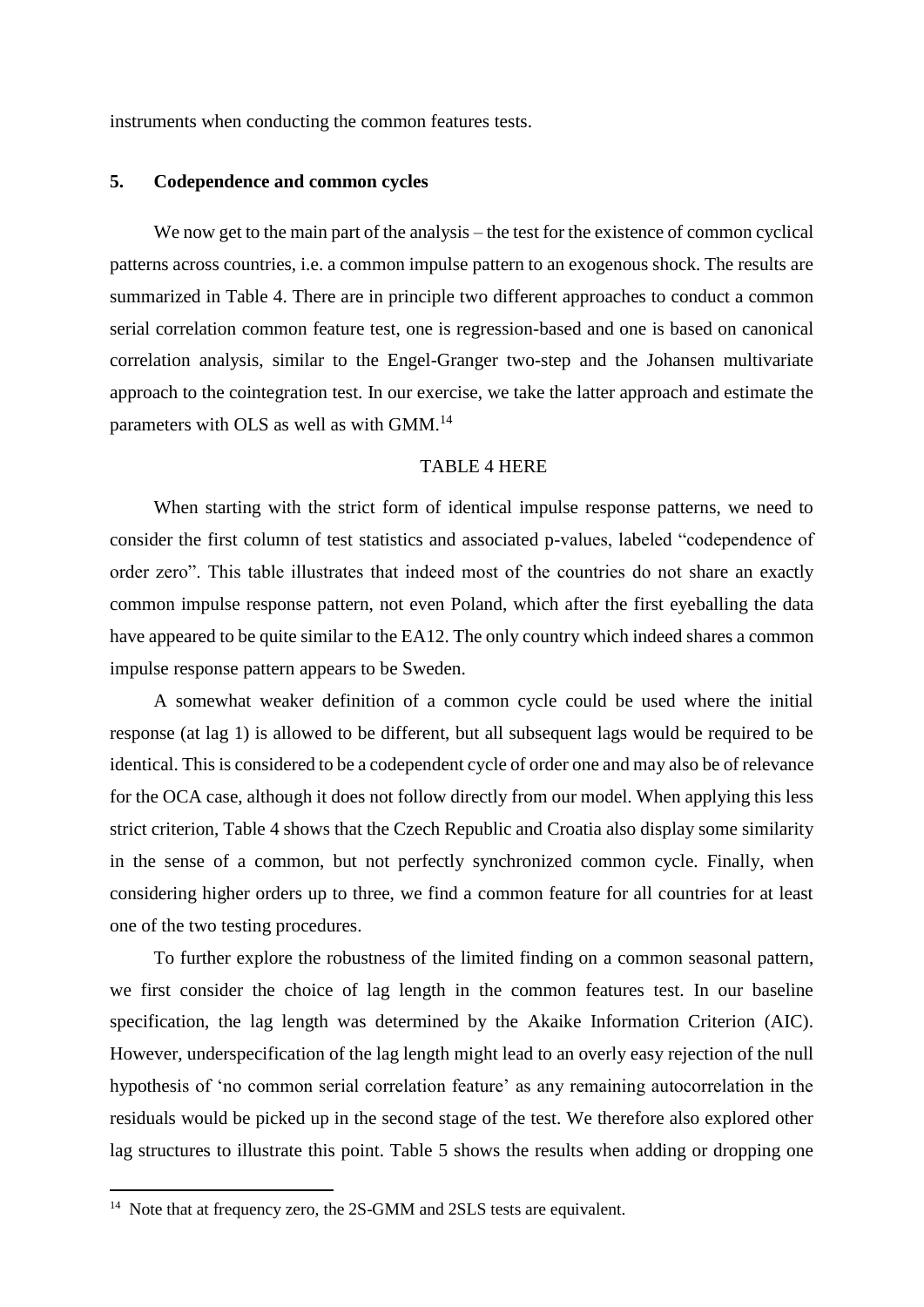instruments when conducting the common features tests.

## 5. Codependence and common cycles

We now get to the main part of the analysis – the test for the existence of common cyclical patterns across countries, i.e. a common impulse pattern to an exogenous shock. The results are summarized in Table 4. There are in principle two different approaches to conduct a common serial correlation common feature test, one is regression-based and one is based on canonical correlation analysis, similar to the Engel-Granger two-step and the Johansen multivariate approach to the cointegration test. In our exercise, we take the latter approach and estimate the parameters with OLS as well as with GMM.[14]

TABLE 4 HERE

When starting with the strict form of identical impulse response patterns, we need to consider the first column of test statistics and associated p-values, labeled "codependence of order zero". This table illustrates that indeed most of the countries do not share an exactly common impulse response pattern, not even Poland, which after the first eyeballing the data have appeared to be quite similar to the EA12. The only country which indeed shares a common impulse response pattern appears to be Sweden.

A somewhat weaker definition of a common cycle could be used where the initial response (at lag 1) is allowed to be different, but all subsequent lags would be required to be identical. This is considered to be a codependent cycle of order one and may also be of relevance for the OCA case, although it does not follow directly from our model. When applying this less strict criterion, Table 4 shows that the Czech Republic and Croatia also display some similarity in the sense of a common, but not perfectly synchronized common cycle. Finally, when considering higher orders up to three, we find a common feature for all countries for at least one of the two testing procedures.

To further explore the robustness of the limited finding on a common seasonal pattern, we first consider the choice of lag length in the common features test. In our baseline specification, the lag length was determined by the Akaike Information Criterion (AIC). However, underspecification of the lag length might lead to an overly easy rejection of the null hypothesis of 'no common serial correlation feature' as any remaining autocorrelation in the residuals would be picked up in the second stage of the test. We therefore also explored other lag structures to illustrate this point. Table 5 shows the results when adding or dropping one

[14] Note that at frequency zero, the 2S-GMM and 2SLS tests are equivalent.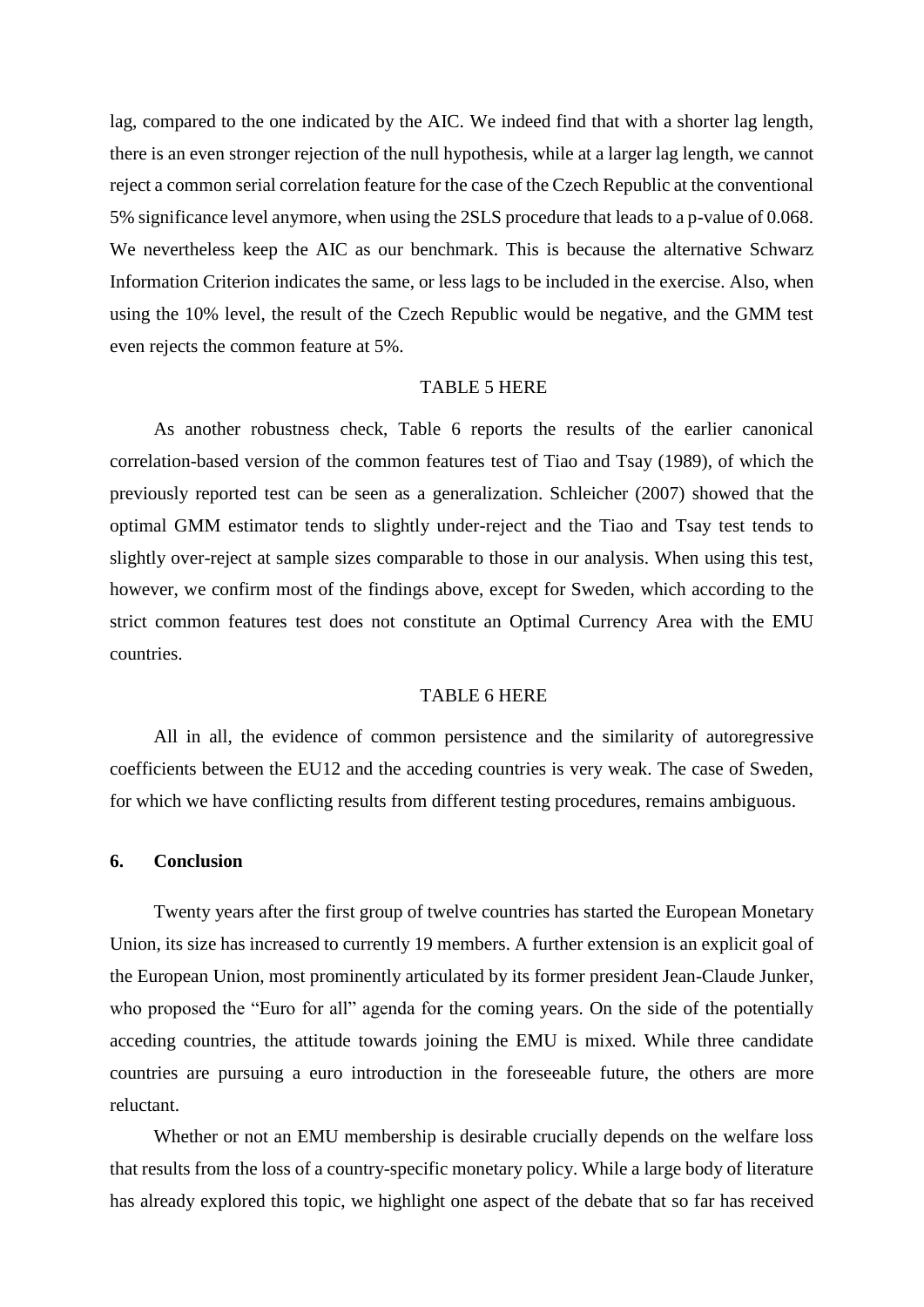lag, compared to the one indicated by the AIC. We indeed find that with a shorter lag length, there is an even stronger rejection of the null hypothesis, while at a larger lag length, we cannot reject a common serial correlation feature for the case of the Czech Republic at the conventional 5% significance level anymore, when using the 2SLS procedure that leads to a p-value of 0.068. We nevertheless keep the AIC as our benchmark. This is because the alternative Schwarz Information Criterion indicates the same, or less lags to be included in the exercise. Also, when using the 10% level, the result of the Czech Republic would be negative, and the GMM test even rejects the common feature at 5%.

TABLE 5 HERE

As another robustness check, Table 6 reports the results of the earlier canonical correlation-based version of the common features test of Tiao and Tsay (1989), of which the previously reported test can be seen as a generalization. Schleicher (2007) showed that the optimal GMM estimator tends to slightly under-reject and the Tiao and Tsay test tends to slightly over-reject at sample sizes comparable to those in our analysis. When using this test, however, we confirm most of the findings above, except for Sweden, which according to the strict common features test does not constitute an Optimal Currency Area with the EMU countries.

TABLE 6 HERE

All in all, the evidence of common persistence and the similarity of autoregressive coefficients between the EU12 and the acceding countries is very weak. The case of Sweden, for which we have conflicting results from different testing procedures, remains ambiguous.

## 6. Conclusion

Twenty years after the first group of twelve countries has started the European Monetary Union, its size has increased to currently 19 members. A further extension is an explicit goal of the European Union, most prominently articulated by its former president Jean-Claude Junker, who proposed the "Euro for all" agenda for the coming years. On the side of the potentially acceding countries, the attitude towards joining the EMU is mixed. While three candidate countries are pursuing a euro introduction in the foreseeable future, the others are more reluctant.

Whether or not an EMU membership is desirable crucially depends on the welfare loss that results from the loss of a country-specific monetary policy. While a large body of literature has already explored this topic, we highlight one aspect of the debate that so far has received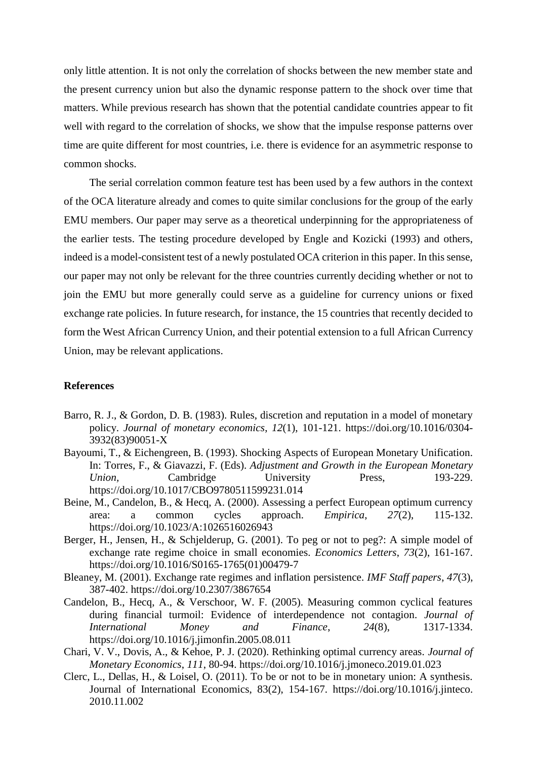only little attention. It is not only the correlation of shocks between the new member state and the present currency union but also the dynamic response pattern to the shock over time that matters. While previous research has shown that the potential candidate countries appear to fit well with regard to the correlation of shocks, we show that the impulse response patterns over time are quite different for most countries, i.e. there is evidence for an asymmetric response to common shocks.

The serial correlation common feature test has been used by a few authors in the context of the OCA literature already and comes to quite similar conclusions for the group of the early EMU members. Our paper may serve as a theoretical underpinning for the appropriateness of the earlier tests. The testing procedure developed by Engle and Kozicki (1993) and others, indeed is a model-consistent test of a newly postulated OCA criterion in this paper. In this sense, our paper may not only be relevant for the three countries currently deciding whether or not to join the EMU but more generally could serve as a guideline for currency unions or fixed exchange rate policies. In future research, for instance, the 15 countries that recently decided to form the West African Currency Union, and their potential extension to a full African Currency Union, may be relevant applications.

## References

Barro, R. J., & Gordon, D. B. (1983). Rules, discretion and reputation in a model of monetary policy. *Journal of monetary economics*, *12*(1), 101-121. https://doi.org/10.1016/0304-3932(83)90051-X

Bayoumi, T., & Eichengreen, B. (1993). Shocking Aspects of European Monetary Unification. In: Torres, F., & Giavazzi, F. (Eds). *Adjustment and Growth in the European Monetary Union*, Cambridge University Press, 193-229. https://doi.org/10.1017/CBO9780511599231.014

Beine, M., Candelon, B., & Hecq, A. (2000). Assessing a perfect European optimum currency area: a common cycles approach. *Empirica*, *27*(2), 115-132. https://doi.org/10.1023/A:1026516026943

Berger, H., Jensen, H., & Schjelderup, G. (2001). To peg or not to peg?: A simple model of exchange rate regime choice in small economies. *Economics Letters*, *73*(2), 161-167. https://doi.org/10.1016/S0165-1765(01)00479-7

Bleaney, M. (2001). Exchange rate regimes and inflation persistence. *IMF Staff papers*, *47*(3), 387-402. https://doi.org/10.2307/3867654

Candelon, B., Hecq, A., & Verschoor, W. F. (2005). Measuring common cyclical features during financial turmoil: Evidence of interdependence not contagion. *Journal of International Money and Finance*, *24*(8), 1317-1334. https://doi.org/10.1016/j.jimonfin.2005.08.011

Chari, V. V., Dovis, A., & Kehoe, P. J. (2020). Rethinking optimal currency areas. *Journal of Monetary Economics*, *111*, 80-94. https://doi.org/10.1016/j.jmoneco.2019.01.023

Clerc, L., Dellas, H., & Loisel, O. (2011). To be or not to be in monetary union: A synthesis. Journal of International Economics, 83(2), 154-167. https://doi.org/10.1016/j.jinteco.2010.11.002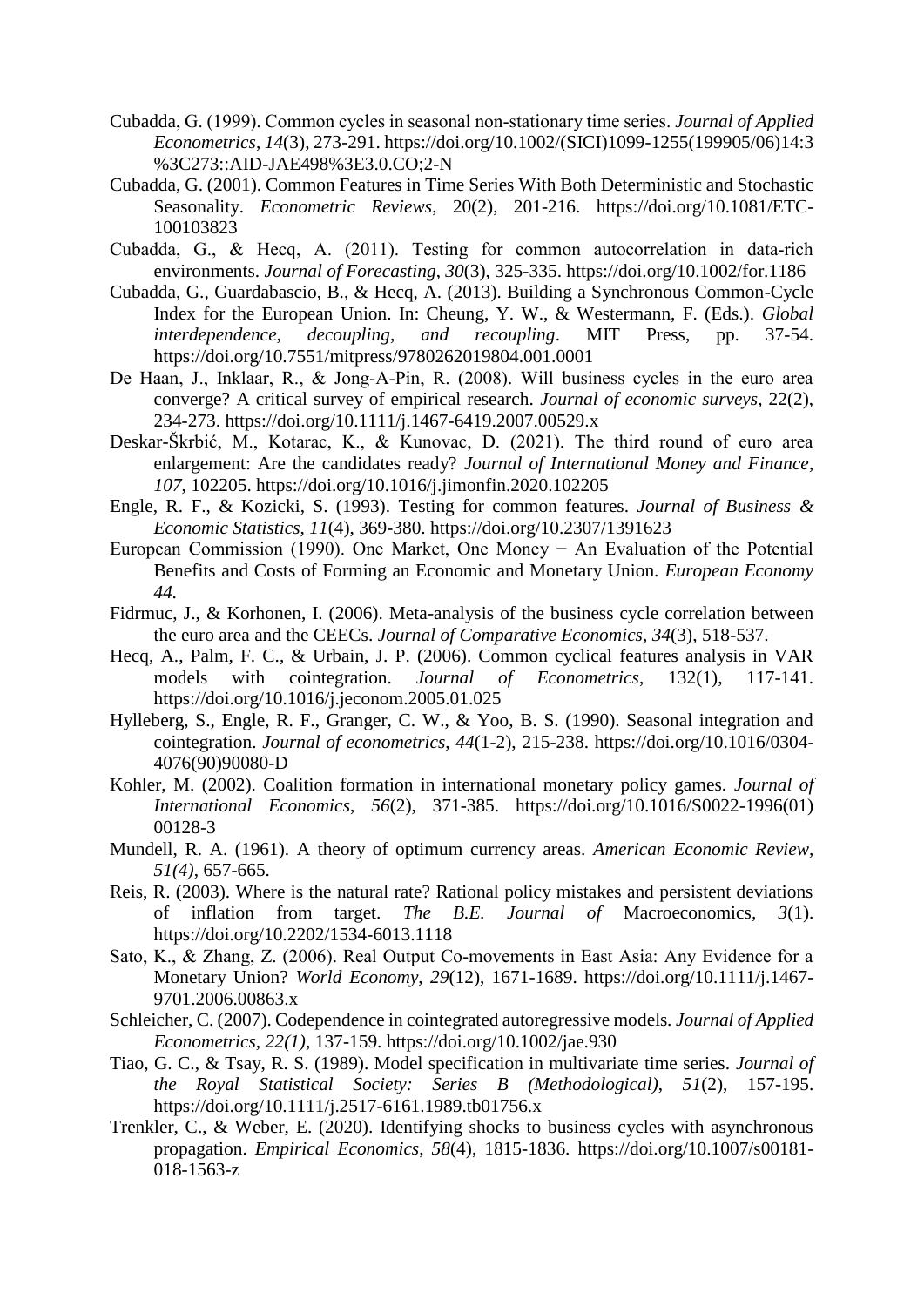Cubadda, G. (1999). Common cycles in seasonal non-stationary time series. *Journal of Applied Econometrics*, *14*(3), 273-291. https://doi.org/10.1002/(SICI)1099-1255(199905/06)14:3%3C273::AID-JAE498%3E3.0.CO;2-N

Cubadda, G. (2001). Common Features in Time Series With Both Deterministic and Stochastic Seasonality. *Econometric Reviews*, 20(2), 201-216. https://doi.org/10.1081/ETC-100103823

Cubadda, G., & Hecq, A. (2011). Testing for common autocorrelation in data-rich environments. *Journal of Forecasting*, *30*(3), 325-335. https://doi.org/10.1002/for.1186

Cubadda, G., Guardabascio, B., & Hecq, A. (2013). Building a Synchronous Common-Cycle Index for the European Union. In: Cheung, Y. W., & Westermann, F. (Eds.). *Global interdependence, decoupling, and recoupling*. MIT Press, pp. 37-54. https://doi.org/10.7551/mitpress/9780262019804.001.0001

De Haan, J., Inklaar, R., & Jong-A-Pin, R. (2008). Will business cycles in the euro area converge? A critical survey of empirical research. *Journal of economic surveys*, 22(2), 234-273. https://doi.org/10.1111/j.1467-6419.2007.00529.x

Deskar-Škrbić, M., Kotarac, K., & Kunovac, D. (2021). The third round of euro area enlargement: Are the candidates ready? *Journal of International Money and Finance*, *107*, 102205. https://doi.org/10.1016/j.jimonfin.2020.102205

Engle, R. F., & Kozicki, S. (1993). Testing for common features. *Journal of Business & Economic Statistics*, *11*(4), 369-380. https://doi.org/10.2307/1391623

European Commission (1990). One Market, One Money − An Evaluation of the Potential Benefits and Costs of Forming an Economic and Monetary Union. *European Economy 44.*

Fidrmuc, J., & Korhonen, I. (2006). Meta-analysis of the business cycle correlation between the euro area and the CEECs. *Journal of Comparative Economics*, *34*(3), 518-537.

Hecq, A., Palm, F. C., & Urbain, J. P. (2006). Common cyclical features analysis in VAR models with cointegration. *Journal of Econometrics*, 132(1), 117-141. https://doi.org/10.1016/j.jeconom.2005.01.025

Hylleberg, S., Engle, R. F., Granger, C. W., & Yoo, B. S. (1990). Seasonal integration and cointegration. *Journal of econometrics*, *44*(1-2), 215-238. https://doi.org/10.1016/0304-4076(90)90080-D

Kohler, M. (2002). Coalition formation in international monetary policy games. *Journal of International Economics*, *56*(2), 371-385. https://doi.org/10.1016/S0022-1996(01)00128-3

Mundell, R. A. (1961). A theory of optimum currency areas. *American Economic Review, 51(4)*, 657-665.

Reis, R. (2003). Where is the natural rate? Rational policy mistakes and persistent deviations of inflation from target. *The B.E. Journal of* Macroeconomics*, 3*(1). https://doi.org/10.2202/1534-6013.1118

Sato, K., & Zhang, Z. (2006). Real Output Co-movements in East Asia: Any Evidence for a Monetary Union? *World Economy*, *29*(12), 1671-1689. https://doi.org/10.1111/j.1467-9701.2006.00863.x

Schleicher, C. (2007). Codependence in cointegrated autoregressive models. *Journal of Applied Econometrics*, *22(1)*, 137-159. https://doi.org/10.1002/jae.930

Tiao, G. C., & Tsay, R. S. (1989). Model specification in multivariate time series. *Journal of the Royal Statistical Society: Series B (Methodological)*, *51*(2), 157-195. https://doi.org/10.1111/j.2517-6161.1989.tb01756.x

Trenkler, C., & Weber, E. (2020). Identifying shocks to business cycles with asynchronous propagation. *Empirical Economics*, *58*(4), 1815-1836. https://doi.org/10.1007/s00181-018-1563-z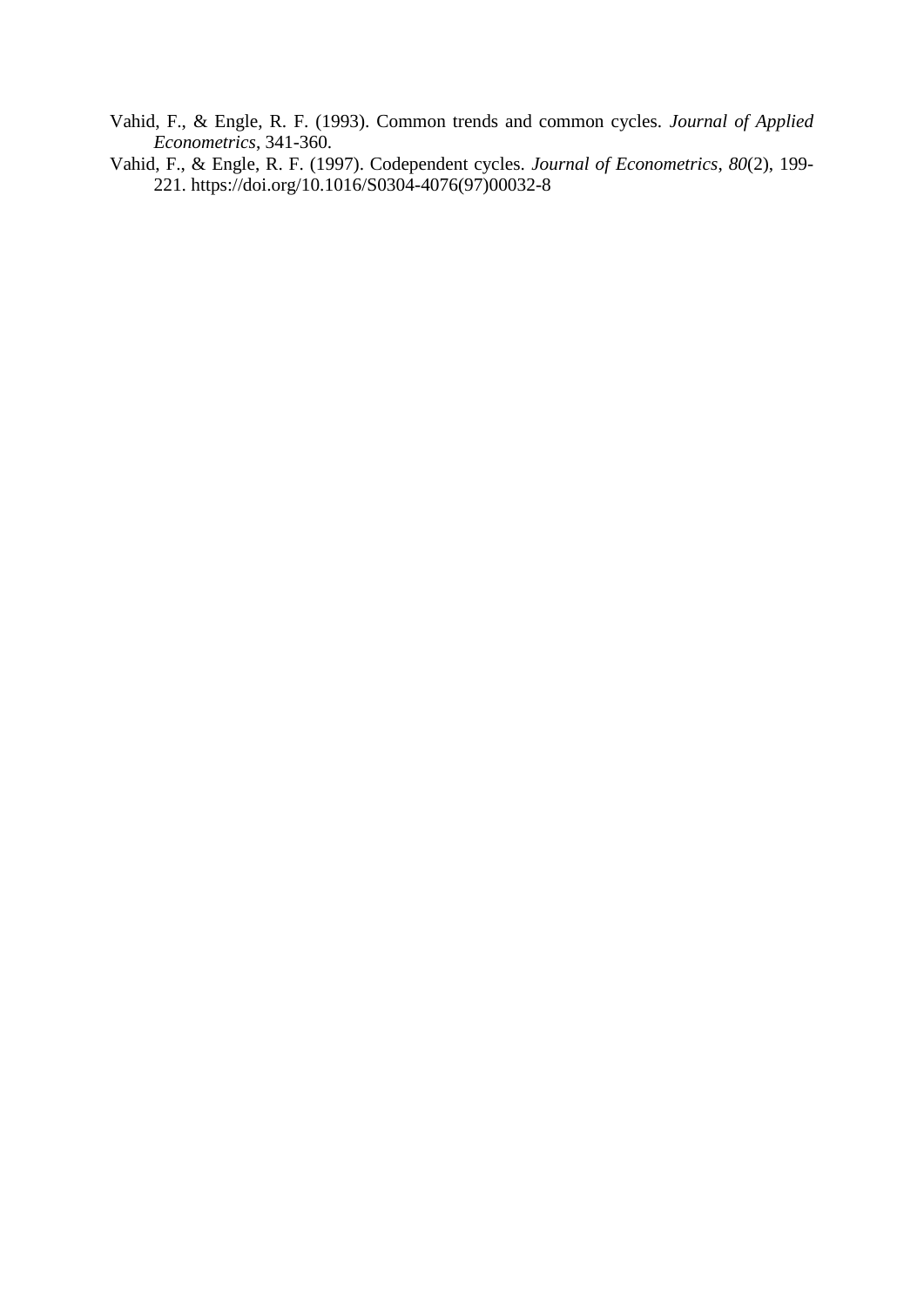Vahid, F., & Engle, R. F. (1993). Common trends and common cycles. *Journal of Applied Econometrics*, 341-360.

Vahid, F., & Engle, R. F. (1997). Codependent cycles. *Journal of Econometrics*, *80*(2), 199-221. https://doi.org/10.1016/S0304-4076(97)00032-8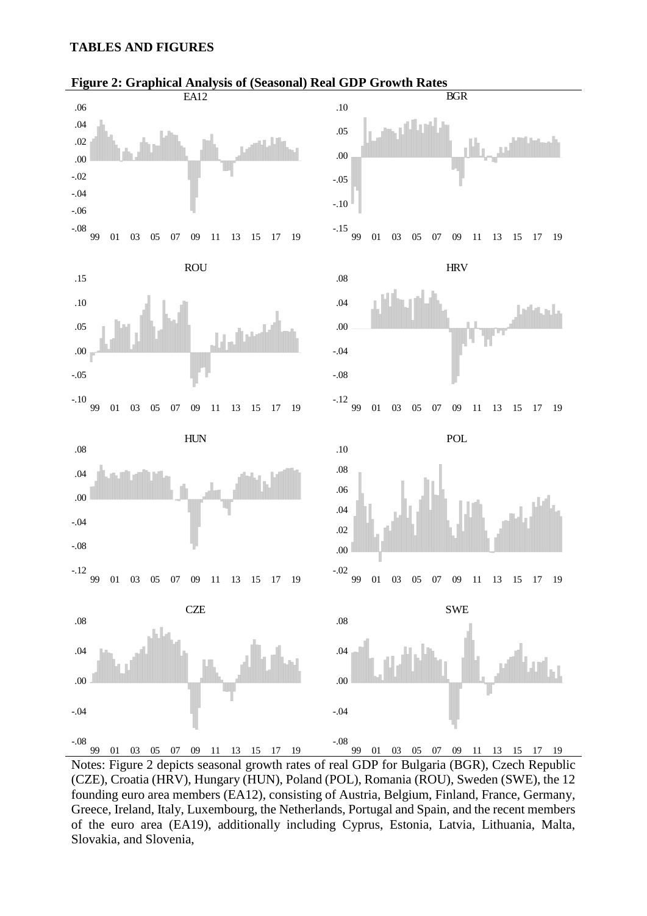**TABLES AND FIGURES**

**Figure 2: Graphical Analysis of (Seasonal) Real GDP Growth Rates**

Notes: Figure 2 depicts seasonal growth rates of real GDP for Bulgaria (BGR), Czech Republic (CZE), Croatia (HRV), Hungary (HUN), Poland (POL), Romania (ROU), Sweden (SWE), the 12 founding euro area members (EA12), consisting of Austria, Belgium, Finland, France, Germany, Greece, Ireland, Italy, Luxembourg, the Netherlands, Portugal and Spain, and the recent members of the euro area (EA19), additionally including Cyprus, Estonia, Latvia, Lithuania, Malta, Slovakia, and Slovenia,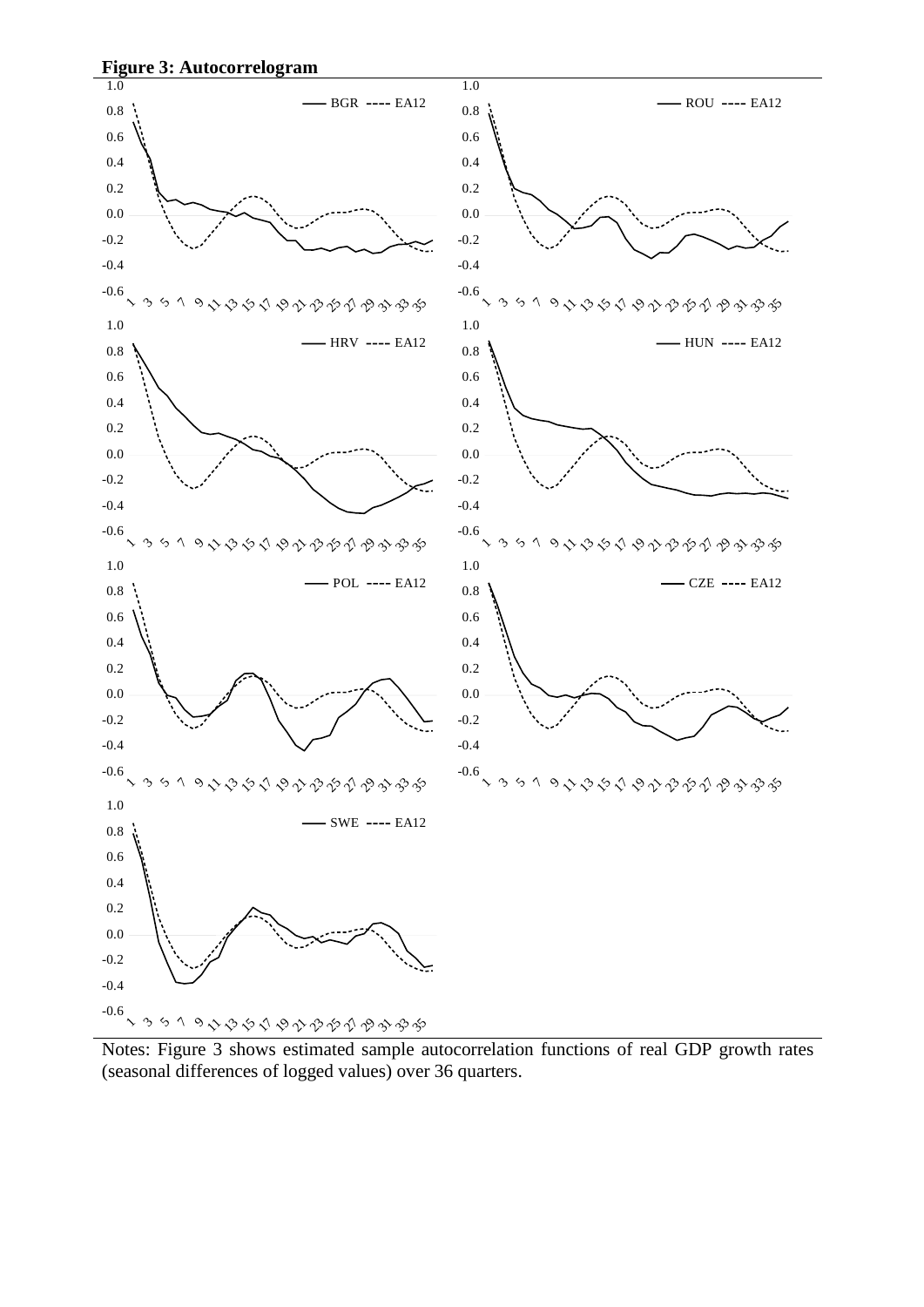**Figure 3: Autocorrelogram**

Notes: Figure 3 shows estimated sample autocorrelation functions of real GDP growth rates (seasonal differences of logged values) over 36 quarters.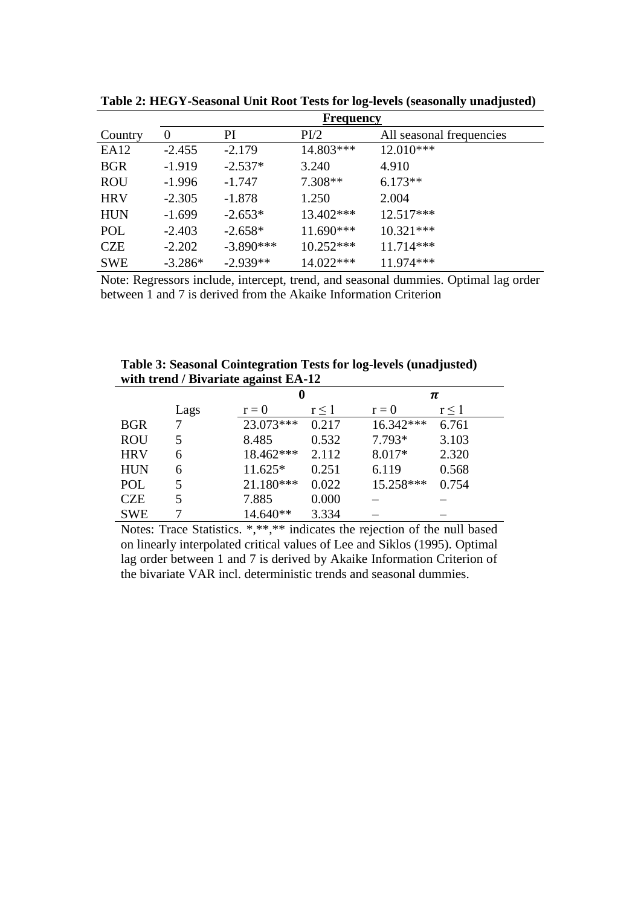**Table 2: HEGY-Seasonal Unit Root Tests for log-levels (seasonally unadjusted)**

| | **Frequency** | | | |
|---|---|---|---|---|
| Country | 0 | PI | PI/2 | All seasonal frequencies |
| EA12 | -2.455 | -2.179 | 14.803*** | 12.010*** |
| BGR | -1.919 | -2.537* | 3.240 | 4.910 |
| ROU | -1.996 | -1.747 | 7.308** | 6.173** |
| HRV | -2.305 | -1.878 | 1.250 | 2.004 |
| HUN | -1.699 | -2.653* | 13.402*** | 12.517*** |
| POL | -2.403 | -2.658* | 11.690*** | 10.321*** |
| CZE | -2.202 | -3.890*** | 10.252*** | 11.714*** |
| SWE | -3.286* | -2.939** | 14.022*** | 11.974*** |

Note: Regressors include, intercept, trend, and seasonal dummies. Optimal lag order between 1 and 7 is derived from the Akaike Information Criterion

**Table 3: Seasonal Cointegration Tests for log-levels (unadjusted) with trend / Bivariate against EA-12**

| | | **0** | | ***π*** | |
|---|---|---|---|---|---|
| | Lags | r = 0 | r ≤ 1 | r = 0 | r ≤ 1 |
| BGR | 7 | 23.073*** | 0.217 | 16.342*** | 6.761 |
| ROU | 5 | 8.485 | 0.532 | 7.793* | 3.103 |
| HRV | 6 | 18.462*** | 2.112 | 8.017* | 2.320 |
| HUN | 6 | 11.625* | 0.251 | 6.119 | 0.568 |
| POL | 5 | 21.180*** | 0.022 | 15.258*** | 0.754 |
| CZE | 5 | 7.885 | 0.000 | – | – |
| SWE | 7 | 14.640** | 3.334 | – | – |

Notes: Trace Statistics. *,**,** indicates the rejection of the null based on linearly interpolated critical values of Lee and Siklos (1995). Optimal lag order between 1 and 7 is derived by Akaike Information Criterion of the bivariate VAR incl. deterministic trends and seasonal dummies.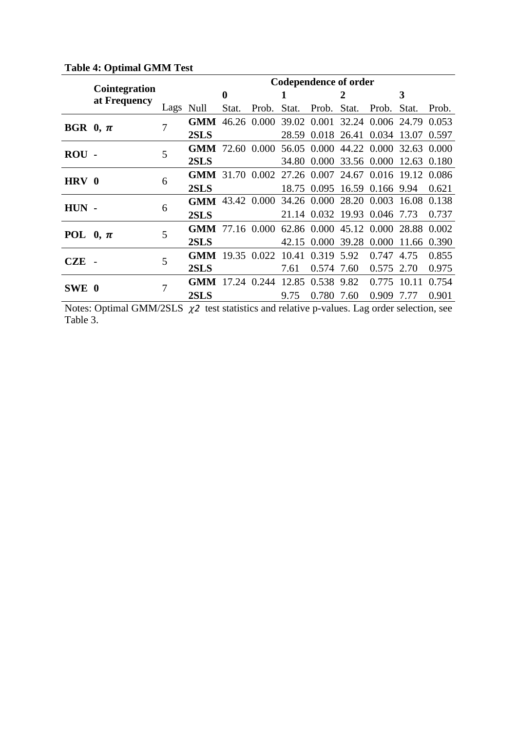**Table 4: Optimal GMM Test**

| | Cointegration at Frequency | Lags | Null | Codependence of order 0 Stat. | 0 Prob. | 1 Stat. | 1 Prob. | 2 Stat. | 2 Prob. | 3 Stat. | 3 Prob. |
|---|---|---|---|---|---|---|---|---|---|---|---|
| **BGR** | **0, $\pi$** | 7 | **GMM** | 46.26 | 0.000 | 39.02 | 0.001 | 32.24 | 0.006 | 24.79 | 0.053 |
| | | | **2SLS** | | | 28.59 | 0.018 | 26.41 | 0.034 | 13.07 | 0.597 |
| **ROU** | **-** | 5 | **GMM** | 72.60 | 0.000 | 56.05 | 0.000 | 44.22 | 0.000 | 32.63 | 0.000 |
| | | | **2SLS** | | | 34.80 | 0.000 | 33.56 | 0.000 | 12.63 | 0.180 |
| **HRV** | **0** | 6 | **GMM** | 31.70 | 0.002 | 27.26 | 0.007 | 24.67 | 0.016 | 19.12 | 0.086 |
| | | | **2SLS** | | | 18.75 | 0.095 | 16.59 | 0.166 | 9.94 | 0.621 |
| **HUN** | **-** | 6 | **GMM** | 43.42 | 0.000 | 34.26 | 0.000 | 28.20 | 0.003 | 16.08 | 0.138 |
| | | | **2SLS** | | | 21.14 | 0.032 | 19.93 | 0.046 | 7.73 | 0.737 |
| **POL** | **0, $\pi$** | 5 | **GMM** | 77.16 | 0.000 | 62.86 | 0.000 | 45.12 | 0.000 | 28.88 | 0.002 |
| | | | **2SLS** | | | 42.15 | 0.000 | 39.28 | 0.000 | 11.66 | 0.390 |
| **CZE** | - | 5 | **GMM** | 19.35 | 0.022 | 10.41 | 0.319 | 5.92 | 0.747 | 4.75 | 0.855 |
| | | | **2SLS** | | | 7.61 | 0.574 | 7.60 | 0.575 | 2.70 | 0.975 |
| **SWE** | **0** | 7 | **GMM** | 17.24 | 0.244 | 12.85 | 0.538 | 9.82 | 0.775 | 10.11 | 0.754 |
| | | | **2SLS** | | | 9.75 | 0.780 | 7.60 | 0.909 | 7.77 | 0.901 |

Notes: Optimal GMM/2SLS $\chi 2$ test statistics and relative p-values. Lag order selection, see Table 3.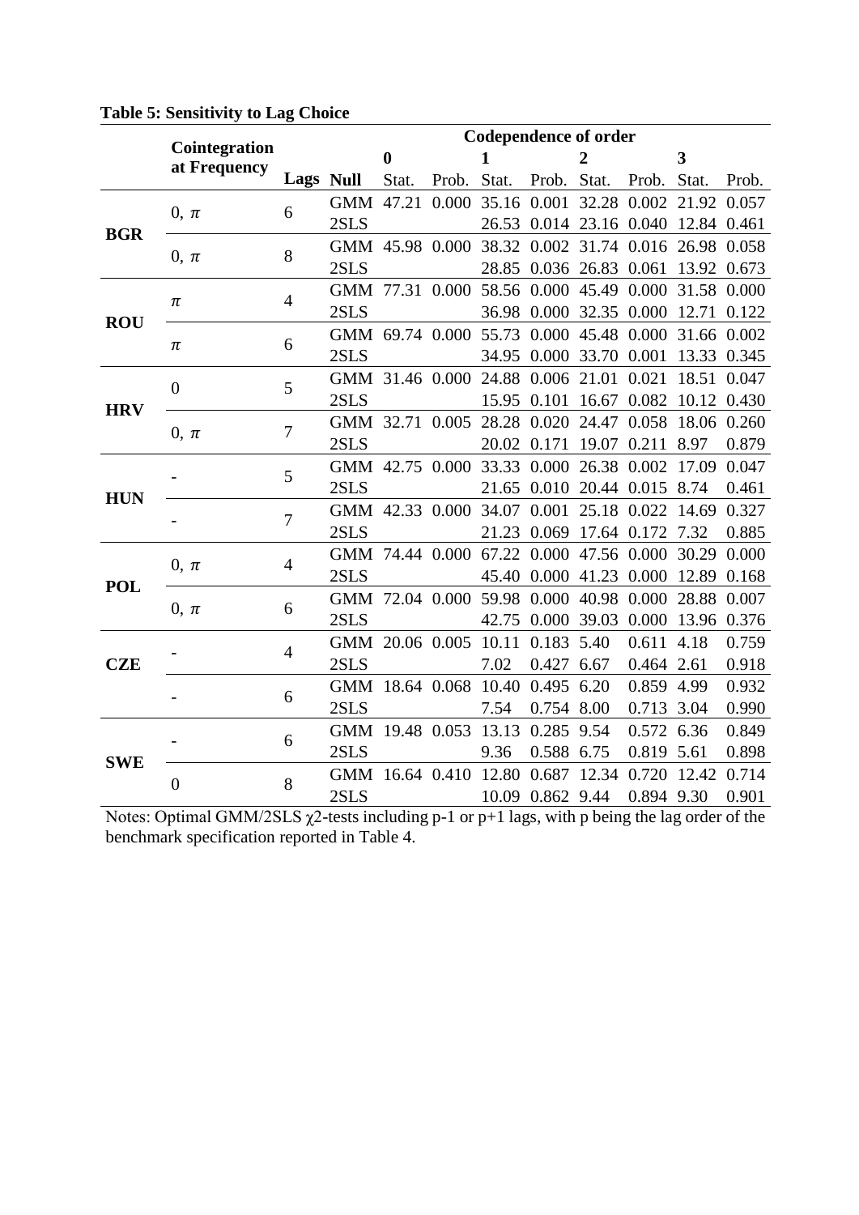**Table 5: Sensitivity to Lag Choice**

| | Cointegration at Frequency | Lags | Null | Codependence of order 0 Stat. | Prob. | 1 Stat. | Prob. | 2 Stat. | Prob. | 3 Stat. | Prob. |
|---|---|---|---|---|---|---|---|---|---|---|---|
| **BGR** | 0, $\pi$ | 6 | GMM | 47.21 | 0.000 | 35.16 | 0.001 | 32.28 | 0.002 | 21.92 | 0.057 |
| | | | 2SLS | | | 26.53 | 0.014 | 23.16 | 0.040 | 12.84 | 0.461 |
| | 0, $\pi$ | 8 | GMM | 45.98 | 0.000 | 38.32 | 0.002 | 31.74 | 0.016 | 26.98 | 0.058 |
| | | | 2SLS | | | 28.85 | 0.036 | 26.83 | 0.061 | 13.92 | 0.673 |
| **ROU** | $\pi$ | 4 | GMM | 77.31 | 0.000 | 58.56 | 0.000 | 45.49 | 0.000 | 31.58 | 0.000 |
| | | | 2SLS | | | 36.98 | 0.000 | 32.35 | 0.000 | 12.71 | 0.122 |
| | $\pi$ | 6 | GMM | 69.74 | 0.000 | 55.73 | 0.000 | 45.48 | 0.000 | 31.66 | 0.002 |
| | | | 2SLS | | | 34.95 | 0.000 | 33.70 | 0.001 | 13.33 | 0.345 |
| **HRV** | 0 | 5 | GMM | 31.46 | 0.000 | 24.88 | 0.006 | 21.01 | 0.021 | 18.51 | 0.047 |
| | | | 2SLS | | | 15.95 | 0.101 | 16.67 | 0.082 | 10.12 | 0.430 |
| | 0, $\pi$ | 7 | GMM | 32.71 | 0.005 | 28.28 | 0.020 | 24.47 | 0.058 | 18.06 | 0.260 |
| | | | 2SLS | | | 20.02 | 0.171 | 19.07 | 0.211 | 8.97 | 0.879 |
| **HUN** | - | 5 | GMM | 42.75 | 0.000 | 33.33 | 0.000 | 26.38 | 0.002 | 17.09 | 0.047 |
| | | | 2SLS | | | 21.65 | 0.010 | 20.44 | 0.015 | 8.74 | 0.461 |
| | - | 7 | GMM | 42.33 | 0.000 | 34.07 | 0.001 | 25.18 | 0.022 | 14.69 | 0.327 |
| | | | 2SLS | | | 21.23 | 0.069 | 17.64 | 0.172 | 7.32 | 0.885 |
| **POL** | 0, $\pi$ | 4 | GMM | 74.44 | 0.000 | 67.22 | 0.000 | 47.56 | 0.000 | 30.29 | 0.000 |
| | | | 2SLS | | | 45.40 | 0.000 | 41.23 | 0.000 | 12.89 | 0.168 |
| | 0, $\pi$ | 6 | GMM | 72.04 | 0.000 | 59.98 | 0.000 | 40.98 | 0.000 | 28.88 | 0.007 |
| | | | 2SLS | | | 42.75 | 0.000 | 39.03 | 0.000 | 13.96 | 0.376 |
| **CZE** | - | 4 | GMM | 20.06 | 0.005 | 10.11 | 0.183 | 5.40 | 0.611 | 4.18 | 0.759 |
| | | | 2SLS | | | 7.02 | 0.427 | 6.67 | 0.464 | 2.61 | 0.918 |
| | - | 6 | GMM | 18.64 | 0.068 | 10.40 | 0.495 | 6.20 | 0.859 | 4.99 | 0.932 |
| | | | 2SLS | | | 7.54 | 0.754 | 8.00 | 0.713 | 3.04 | 0.990 |
| **SWE** | - | 6 | GMM | 19.48 | 0.053 | 13.13 | 0.285 | 9.54 | 0.572 | 6.36 | 0.849 |
| | | | 2SLS | | | 9.36 | 0.588 | 6.75 | 0.819 | 5.61 | 0.898 |
| | 0 | 8 | GMM | 16.64 | 0.410 | 12.80 | 0.687 | 12.34 | 0.720 | 12.42 | 0.714 |
| | | | 2SLS | | | 10.09 | 0.862 | 9.44 | 0.894 | 9.30 | 0.901 |

Notes: Optimal GMM/2SLS $\chi 2$-tests including p-1 or p+1 lags, with p being the lag order of the benchmark specification reported in Table 4.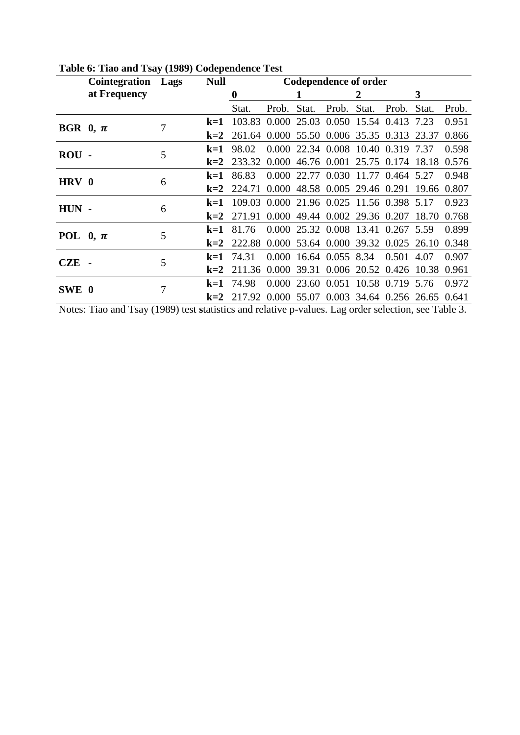**Table 6: Tiao and Tsay (1989) Codependence Test**

| | Cointegration at Frequency | Lags | Null | Codependence of order | | | | | | | |
|---|---|---|---|---|---|---|---|---|---|---|---|
| | | | | **0** | | **1** | | **2** | | **3** | |
| | | | | Stat. | Prob. | Stat. | Prob. | Stat. | Prob. | Stat. | Prob. |
| **BGR** | **0, $\pi$** | 7 | **k=1** | 103.83 | 0.000 | 25.03 | 0.050 | 15.54 | 0.413 | 7.23 | 0.951 |
| | | | **k=2** | 261.64 | 0.000 | 55.50 | 0.006 | 35.35 | 0.313 | 23.37 | 0.866 |
| **ROU** | **-** | 5 | **k=1** | 98.02 | 0.000 | 22.34 | 0.008 | 10.40 | 0.319 | 7.37 | 0.598 |
| | | | **k=2** | 233.32 | 0.000 | 46.76 | 0.001 | 25.75 | 0.174 | 18.18 | 0.576 |
| **HRV** | **0** | 6 | **k=1** | 86.83 | 0.000 | 22.77 | 0.030 | 11.77 | 0.464 | 5.27 | 0.948 |
| | | | **k=2** | 224.71 | 0.000 | 48.58 | 0.005 | 29.46 | 0.291 | 19.66 | 0.807 |
| **HUN** | **-** | 6 | **k=1** | 109.03 | 0.000 | 21.96 | 0.025 | 11.56 | 0.398 | 5.17 | 0.923 |
| | | | **k=2** | 271.91 | 0.000 | 49.44 | 0.002 | 29.36 | 0.207 | 18.70 | 0.768 |
| **POL** | **0, $\pi$** | 5 | **k=1** | 81.76 | 0.000 | 25.32 | 0.008 | 13.41 | 0.267 | 5.59 | 0.899 |
| | | | **k=2** | 222.88 | 0.000 | 53.64 | 0.000 | 39.32 | 0.025 | 26.10 | 0.348 |
| **CZE** | - | 5 | **k=1** | 74.31 | 0.000 | 16.64 | 0.055 | 8.34 | 0.501 | 4.07 | 0.907 |
| | | | **k=2** | 211.36 | 0.000 | 39.31 | 0.006 | 20.52 | 0.426 | 10.38 | 0.961 |
| **SWE** | **0** | 7 | **k=1** | 74.98 | 0.000 | 23.60 | 0.051 | 10.58 | 0.719 | 5.76 | 0.972 |
| | | | **k=2** | 217.92 | 0.000 | 55.07 | 0.003 | 34.64 | 0.256 | 26.65 | 0.641 |

Notes: Tiao and Tsay (1989) test **s**tatistics and relative p-values. Lag order selection, see Table 3.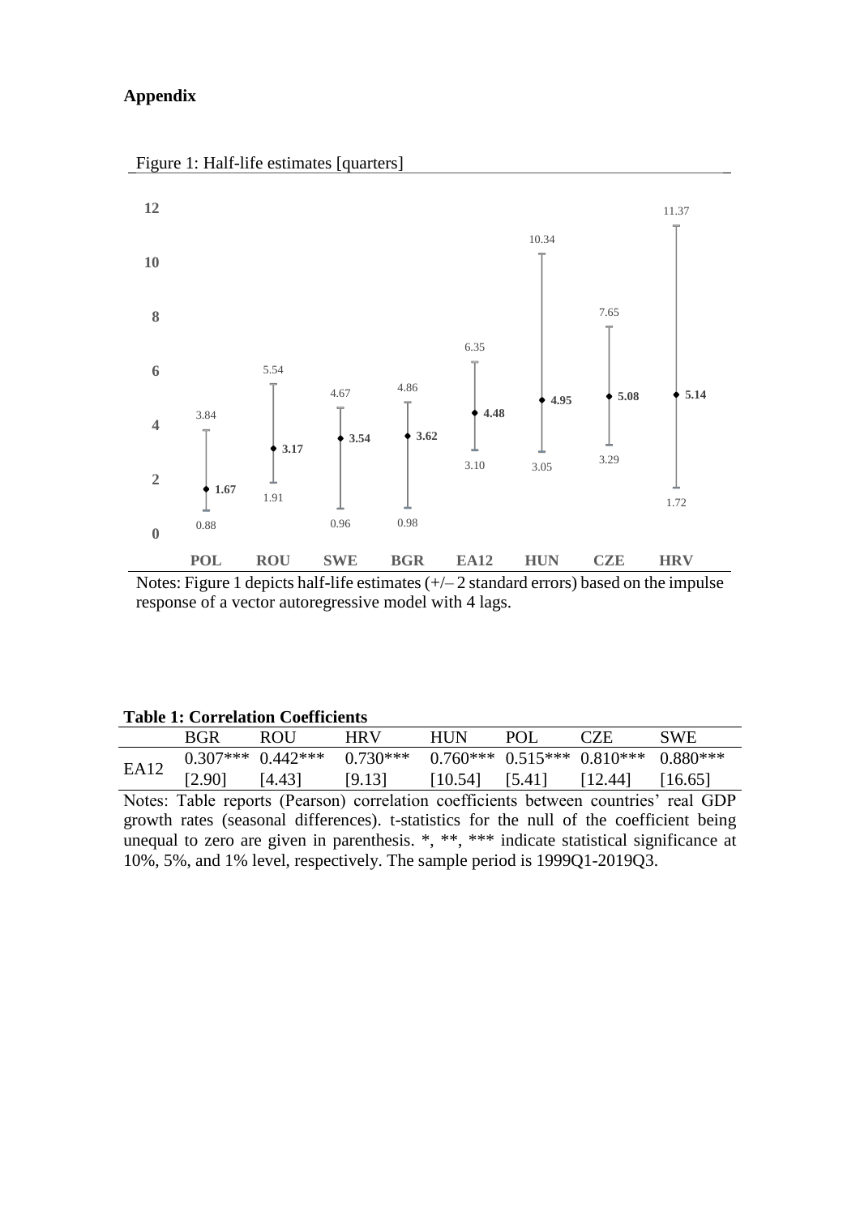**Appendix**

Figure 1: Half-life estimates [quarters]

12
10
8
6
4
2
0

POL ROU SWE BGR EA12 HUN CZE HRV

3.84
1.67
0.88

5.54
3.17
1.91

4.67
3.54
0.96

4.86
3.62
0.98

6.35
4.48
3.10

10.34
4.95
3.05

7.65
5.08
3.29

11.37
5.14
1.72

Notes: Figure 1 depicts half-life estimates (+/– 2 standard errors) based on the impulse response of a vector autoregressive model with 4 lags.

**Table 1: Correlation Coefficients**

| | BGR | ROU | HRV | HUN | POL | CZE | SWE |
|---|---|---|---|---|---|---|---|
| EA12 | 0.307*** | 0.442*** | 0.730*** | 0.760*** | 0.515*** | 0.810*** | 0.880*** |
| | [2.90] | [4.43] | [9.13] | [10.54] | [5.41] | [12.44] | [16.65] |

Notes: Table reports (Pearson) correlation coefficients between countries' real GDP growth rates (seasonal differences). t-statistics for the null of the coefficient being unequal to zero are given in parenthesis. *, **, *** indicate statistical significance at 10%, 5%, and 1% level, respectively. The sample period is 1999Q1-2019Q3.